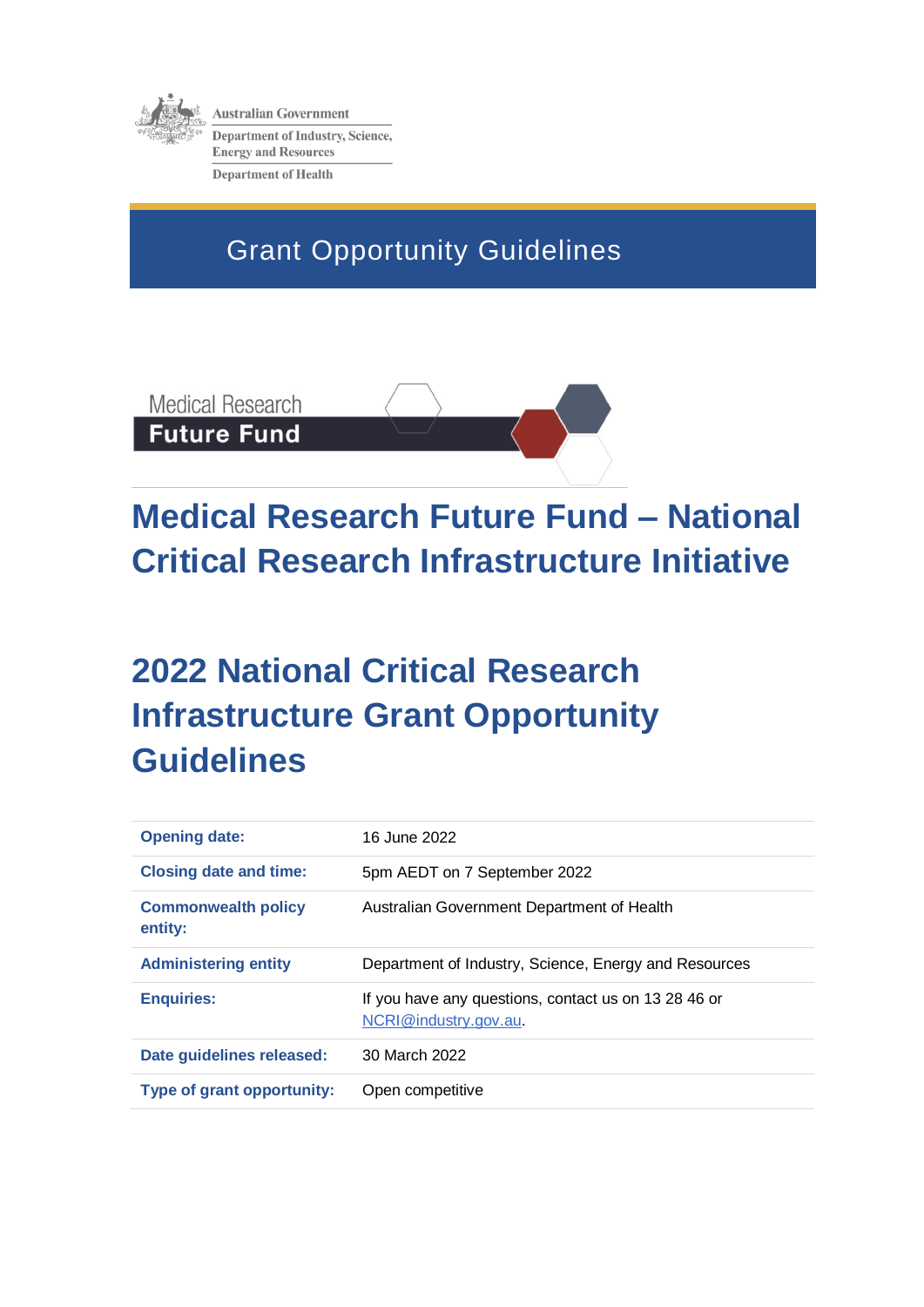Australian Government

Department of Industry, Science, Energy and Resources

Department of Health

Grant Opportunity Guidelines

Medical Research Future Fund

# Medical Research Future Fund – National Critical Research Infrastructure Initiative

# 2022 National Critical Research Infrastructure Grant Opportunity Guidelines

| | |
|---|---|
| **Opening date:** | 16 June 2022 |
| **Closing date and time:** | 5pm AEDT on 7 September 2022 |
| **Commonwealth policy entity:** | Australian Government Department of Health |
| **Administering entity** | Department of Industry, Science, Energy and Resources |
| **Enquiries:** | If you have any questions, contact us on 13 28 46 or NCRI@industry.gov.au. |
| **Date guidelines released:** | 30 March 2022 |
| **Type of grant opportunity:** | Open competitive |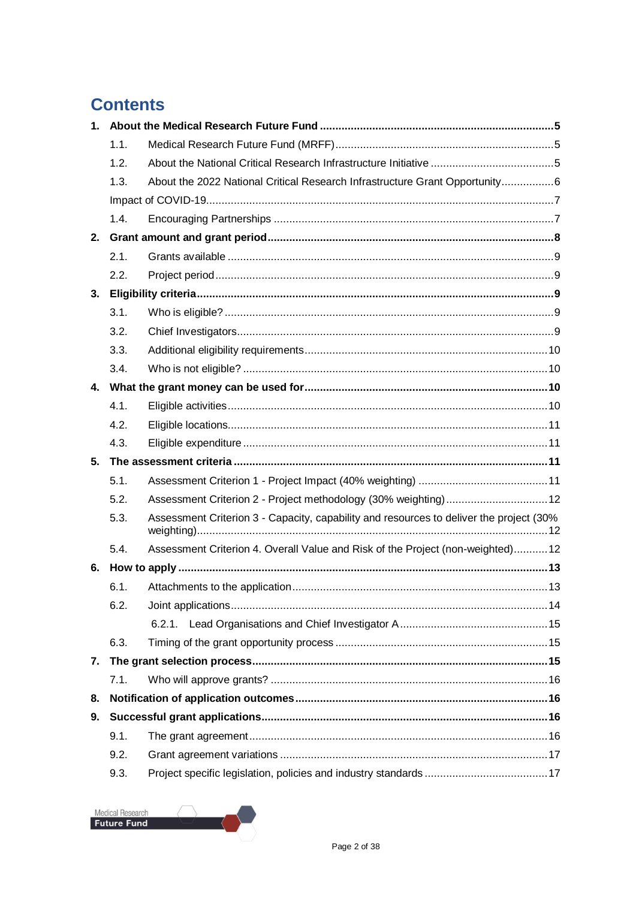# Contents

**1. About the Medical Research Future Fund ........................................................................... 5**

- 1.1. Medical Research Future Fund (MRFF) ....................................................................... 5
- 1.2. About the National Critical Research Infrastructure Initiative ........................................ 5
- 1.3. About the 2022 National Critical Research Infrastructure Grant Opportunity ................. 6

Impact of COVID-19 ................................................................................................................ 7

- 1.4. Encouraging Partnerships ............................................................................................. 7

**2. Grant amount and grant period ............................................................................................ 8**

- 2.1. Grants available ............................................................................................................ 9
- 2.2. Project period ............................................................................................................... 9

**3. Eligibility criteria ................................................................................................................... 9**

- 3.1. Who is eligible? ............................................................................................................ 9
- 3.2. Chief Investigators ....................................................................................................... 9
- 3.3. Additional eligibility requirements ............................................................................... 10
- 3.4. Who is not eligible? .................................................................................................... 10

**4. What the grant money can be used for .............................................................................. 10**

- 4.1. Eligible activities ......................................................................................................... 10
- 4.2. Eligible locations ......................................................................................................... 11
- 4.3. Eligible expenditure .................................................................................................... 11

**5. The assessment criteria .................................................................................................... 11**

- 5.1. Assessment Criterion 1 - Project Impact (40% weighting) .......................................... 11
- 5.2. Assessment Criterion 2 - Project methodology (30% weighting) ................................. 12
- 5.3. Assessment Criterion 3 - Capacity, capability and resources to deliver the project (30% weighting) ................................................................................................................. 12
- 5.4. Assessment Criterion 4. Overall Value and Risk of the Project (non-weighted) ........... 12

**6. How to apply ...................................................................................................................... 13**

- 6.1. Attachments to the application .................................................................................. 13
- 6.2. Joint applications ....................................................................................................... 14
  - 6.2.1. Lead Organisations and Chief Investigator A ................................................ 15
- 6.3. Timing of the grant opportunity process ..................................................................... 15

**7. The grant selection process ............................................................................................... 15**

- 7.1. Who will approve grants? ........................................................................................... 16

**8. Notification of application outcomes ................................................................................. 16**

**9. Successful grant applications ............................................................................................ 16**

- 9.1. The grant agreement .................................................................................................. 16
- 9.2. Grant agreement variations ........................................................................................ 17
- 9.3. Project specific legislation, policies and industry standards ........................................ 17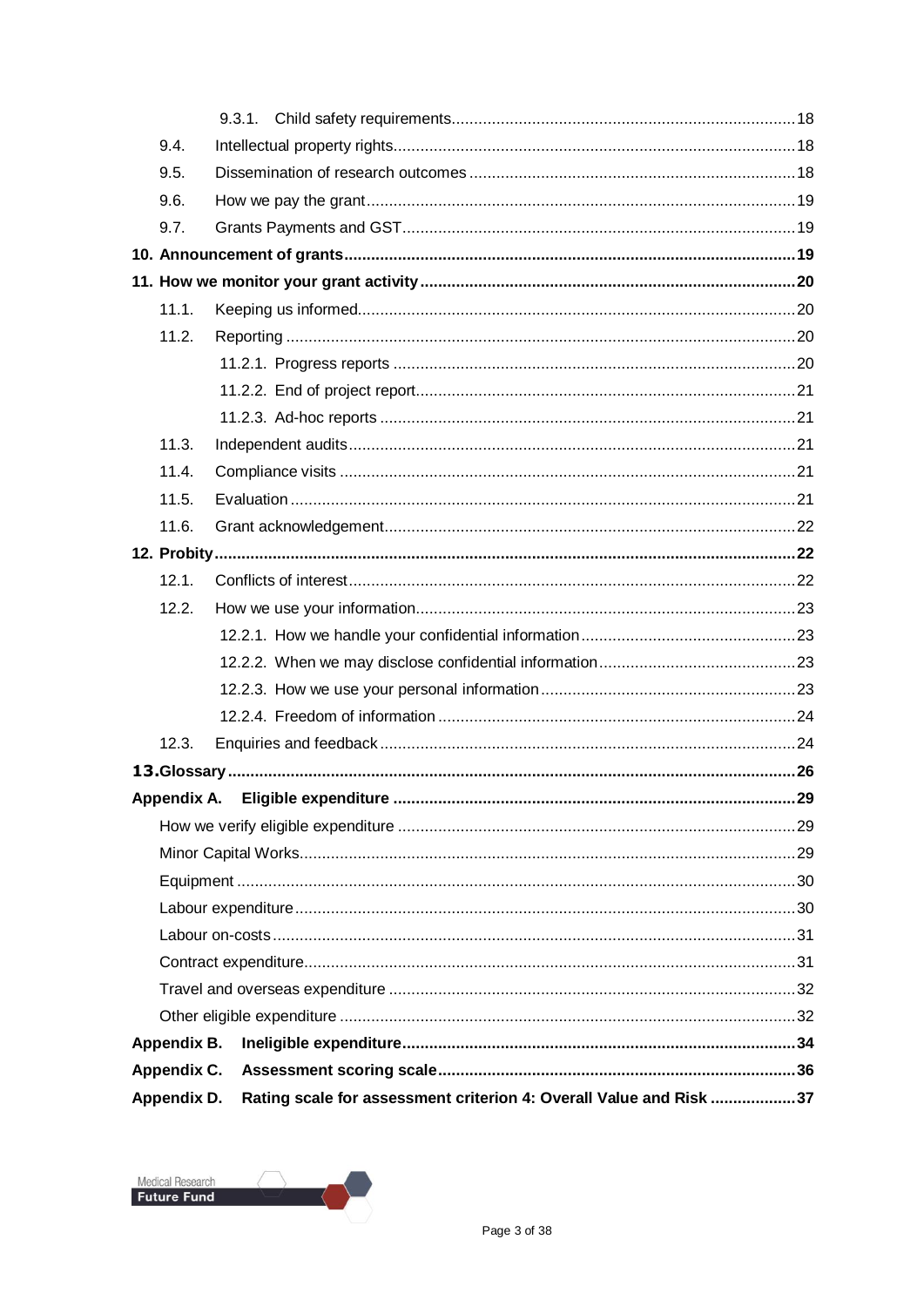- 9.3.1. Child safety requirements 18
- 9.4. Intellectual property rights 18
- 9.5. Dissemination of research outcomes 18
- 9.6. How we pay the grant 19
- 9.7. Grants Payments and GST 19

**10. Announcement of grants 19**

**11. How we monitor your grant activity 20**

- 11.1. Keeping us informed 20
- 11.2. Reporting 20
  - 11.2.1. Progress reports 20
  - 11.2.2. End of project report 21
  - 11.2.3. Ad-hoc reports 21
- 11.3. Independent audits 21
- 11.4. Compliance visits 21
- 11.5. Evaluation 21
- 11.6. Grant acknowledgement 22

**12. Probity 22**

- 12.1. Conflicts of interest 22
- 12.2. How we use your information 23
  - 12.2.1. How we handle your confidential information 23
  - 12.2.2. When we may disclose confidential information 23
  - 12.2.3. How we use your personal information 23
  - 12.2.4. Freedom of information 24
- 12.3. Enquiries and feedback 24

**13. Glossary 26**

**Appendix A. Eligible expenditure 29**

- How we verify eligible expenditure 29
- Minor Capital Works 29
- Equipment 30
- Labour expenditure 30
- Labour on-costs 31
- Contract expenditure 31
- Travel and overseas expenditure 32
- Other eligible expenditure 32

**Appendix B. Ineligible expenditure 34**

**Appendix C. Assessment scoring scale 36**

**Appendix D. Rating scale for assessment criterion 4: Overall Value and Risk 37**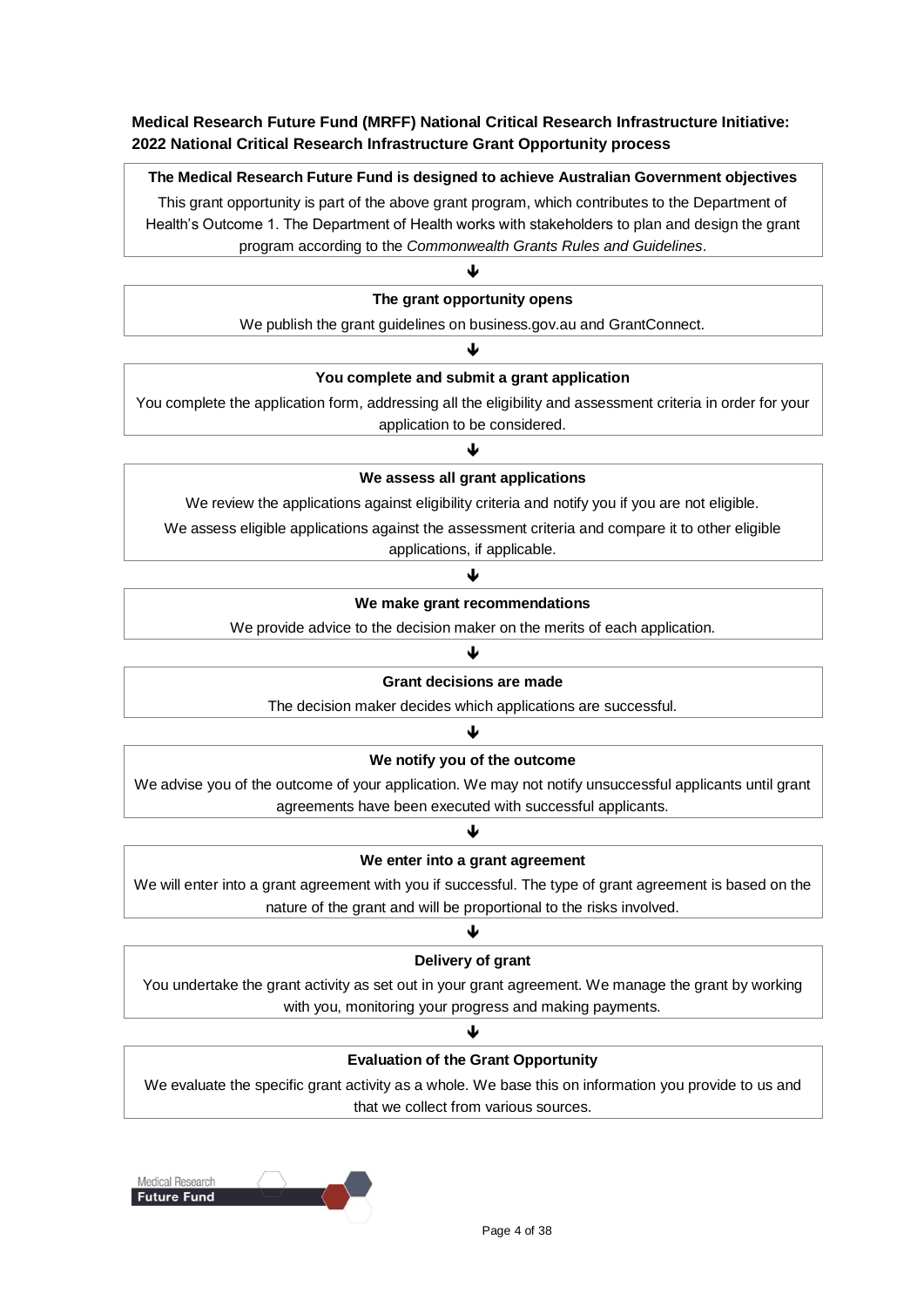**Medical Research Future Fund (MRFF) National Critical Research Infrastructure Initiative: 2022 National Critical Research Infrastructure Grant Opportunity process**

**The Medical Research Future Fund is designed to achieve Australian Government objectives**

This grant opportunity is part of the above grant program, which contributes to the Department of Health's Outcome 1. The Department of Health works with stakeholders to plan and design the grant program according to the *Commonwealth Grants Rules and Guidelines*.

↓

**The grant opportunity opens**

We publish the grant guidelines on business.gov.au and GrantConnect.

↓

**You complete and submit a grant application**

You complete the application form, addressing all the eligibility and assessment criteria in order for your application to be considered.

↓

**We assess all grant applications**

We review the applications against eligibility criteria and notify you if you are not eligible.

We assess eligible applications against the assessment criteria and compare it to other eligible applications, if applicable.

↓

**We make grant recommendations**

We provide advice to the decision maker on the merits of each application.

↓

**Grant decisions are made**

The decision maker decides which applications are successful.

↓

**We notify you of the outcome**

We advise you of the outcome of your application. We may not notify unsuccessful applicants until grant agreements have been executed with successful applicants.

↓

**We enter into a grant agreement**

We will enter into a grant agreement with you if successful. The type of grant agreement is based on the nature of the grant and will be proportional to the risks involved.

↓

**Delivery of grant**

You undertake the grant activity as set out in your grant agreement. We manage the grant by working with you, monitoring your progress and making payments.

↓

**Evaluation of the Grant Opportunity**

We evaluate the specific grant activity as a whole. We base this on information you provide to us and that we collect from various sources.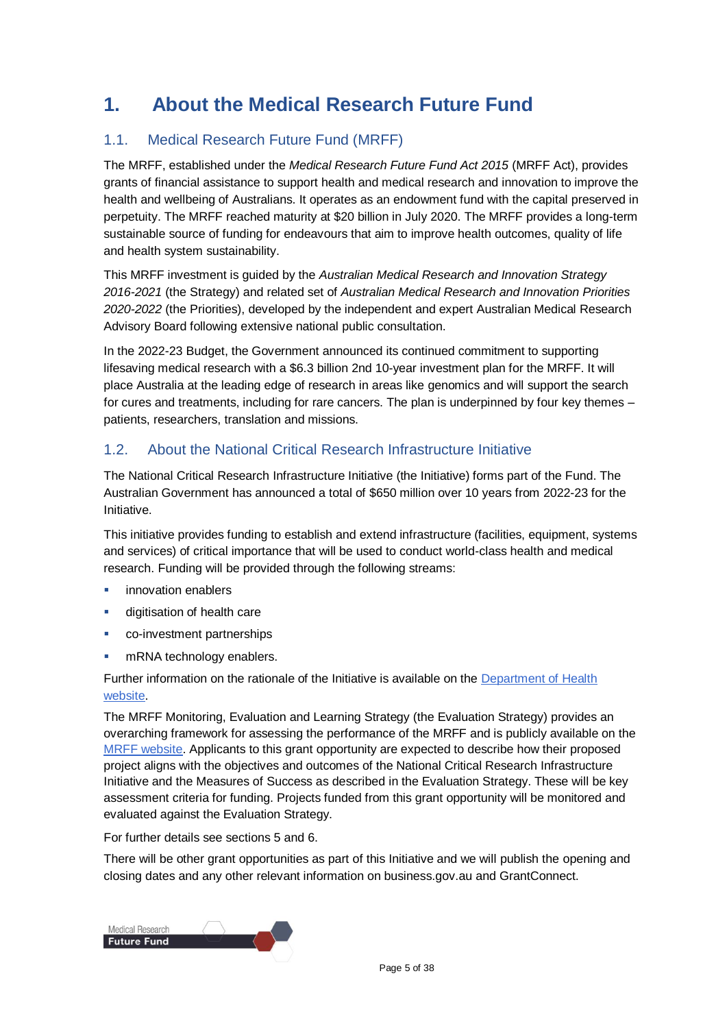# 1. About the Medical Research Future Fund

## 1.1. Medical Research Future Fund (MRFF)

The MRFF, established under the *Medical Research Future Fund Act 2015* (MRFF Act), provides grants of financial assistance to support health and medical research and innovation to improve the health and wellbeing of Australians. It operates as an endowment fund with the capital preserved in perpetuity. The MRFF reached maturity at $20 billion in July 2020. The MRFF provides a long-term sustainable source of funding for endeavours that aim to improve health outcomes, quality of life and health system sustainability.

This MRFF investment is guided by the *Australian Medical Research and Innovation Strategy 2016-2021* (the Strategy) and related set of *Australian Medical Research and Innovation Priorities 2020-2022* (the Priorities), developed by the independent and expert Australian Medical Research Advisory Board following extensive national public consultation.

In the 2022-23 Budget, the Government announced its continued commitment to supporting lifesaving medical research with a $6.3 billion 2nd 10-year investment plan for the MRFF. It will place Australia at the leading edge of research in areas like genomics and will support the search for cures and treatments, including for rare cancers. The plan is underpinned by four key themes – patients, researchers, translation and missions.

## 1.2. About the National Critical Research Infrastructure Initiative

The National Critical Research Infrastructure Initiative (the Initiative) forms part of the Fund. The Australian Government has announced a total of $650 million over 10 years from 2022-23 for the Initiative.

This initiative provides funding to establish and extend infrastructure (facilities, equipment, systems and services) of critical importance that will be used to conduct world-class health and medical research. Funding will be provided through the following streams:

- innovation enablers
- digitisation of health care
- co-investment partnerships
- mRNA technology enablers.

Further information on the rationale of the Initiative is available on the [Department of Health website](Department of Health website).

The MRFF Monitoring, Evaluation and Learning Strategy (the Evaluation Strategy) provides an overarching framework for assessing the performance of the MRFF and is publicly available on the [MRFF website](MRFF website). Applicants to this grant opportunity are expected to describe how their proposed project aligns with the objectives and outcomes of the National Critical Research Infrastructure Initiative and the Measures of Success as described in the Evaluation Strategy. These will be key assessment criteria for funding. Projects funded from this grant opportunity will be monitored and evaluated against the Evaluation Strategy.

For further details see sections 5 and 6.

There will be other grant opportunities as part of this Initiative and we will publish the opening and closing dates and any other relevant information on business.gov.au and GrantConnect.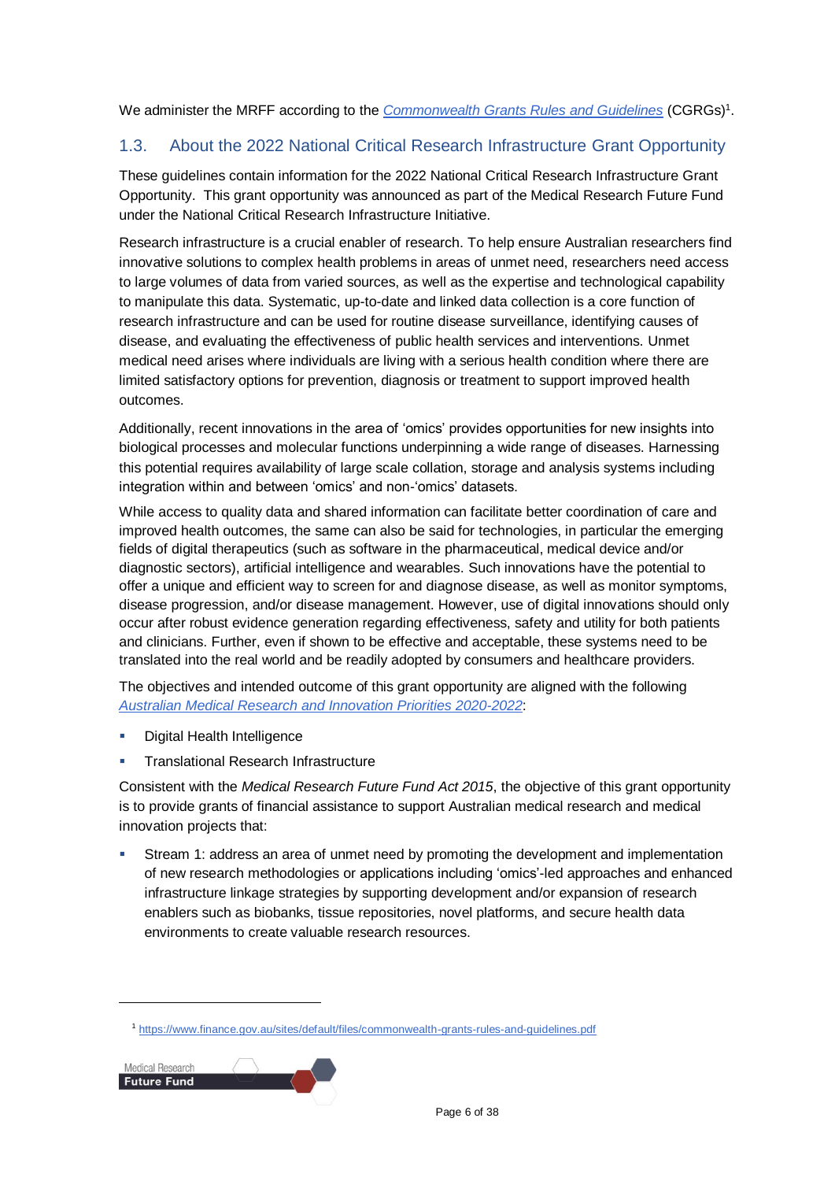We administer the MRFF according to the [Commonwealth Grants Rules and Guidelines](https://www.finance.gov.au/sites/default/files/commonwealth-grants-rules-and-guidelines.pdf) (CGRGs)[1].

## 1.3. About the 2022 National Critical Research Infrastructure Grant Opportunity

These guidelines contain information for the 2022 National Critical Research Infrastructure Grant Opportunity. This grant opportunity was announced as part of the Medical Research Future Fund under the National Critical Research Infrastructure Initiative.

Research infrastructure is a crucial enabler of research. To help ensure Australian researchers find innovative solutions to complex health problems in areas of unmet need, researchers need access to large volumes of data from varied sources, as well as the expertise and technological capability to manipulate this data. Systematic, up-to-date and linked data collection is a core function of research infrastructure and can be used for routine disease surveillance, identifying causes of disease, and evaluating the effectiveness of public health services and interventions. Unmet medical need arises where individuals are living with a serious health condition where there are limited satisfactory options for prevention, diagnosis or treatment to support improved health outcomes.

Additionally, recent innovations in the area of 'omics' provides opportunities for new insights into biological processes and molecular functions underpinning a wide range of diseases. Harnessing this potential requires availability of large scale collation, storage and analysis systems including integration within and between 'omics' and non-'omics' datasets.

While access to quality data and shared information can facilitate better coordination of care and improved health outcomes, the same can also be said for technologies, in particular the emerging fields of digital therapeutics (such as software in the pharmaceutical, medical device and/or diagnostic sectors), artificial intelligence and wearables. Such innovations have the potential to offer a unique and efficient way to screen for and diagnose disease, as well as monitor symptoms, disease progression, and/or disease management. However, use of digital innovations should only occur after robust evidence generation regarding effectiveness, safety and utility for both patients and clinicians. Further, even if shown to be effective and acceptable, these systems need to be translated into the real world and be readily adopted by consumers and healthcare providers.

The objectives and intended outcome of this grant opportunity are aligned with the following *Australian Medical Research and Innovation Priorities 2020-2022*:

- Digital Health Intelligence
- Translational Research Infrastructure

Consistent with the *Medical Research Future Fund Act 2015*, the objective of this grant opportunity is to provide grants of financial assistance to support Australian medical research and medical innovation projects that:

- Stream 1: address an area of unmet need by promoting the development and implementation of new research methodologies or applications including 'omics'-led approaches and enhanced infrastructure linkage strategies by supporting development and/or expansion of research enablers such as biobanks, tissue repositories, novel platforms, and secure health data environments to create valuable research resources.

---

[1] https://www.finance.gov.au/sites/default/files/commonwealth-grants-rules-and-guidelines.pdf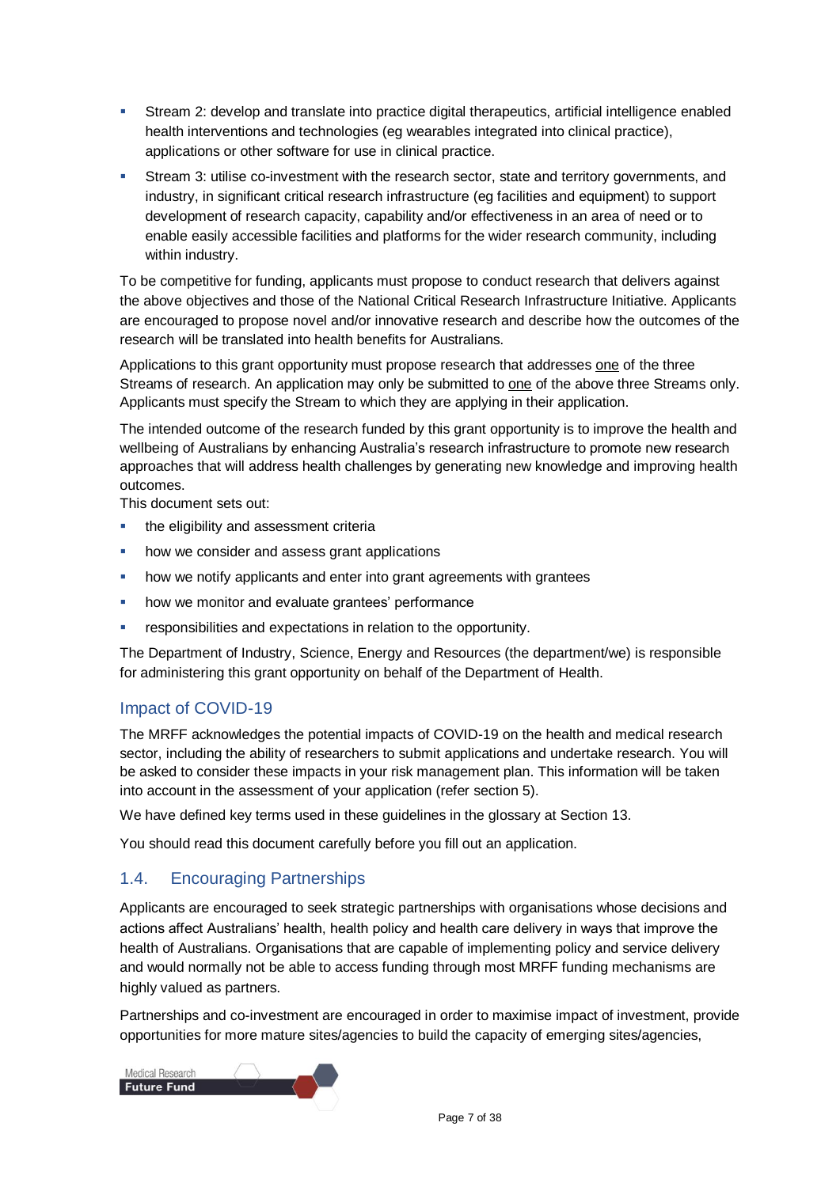- Stream 2: develop and translate into practice digital therapeutics, artificial intelligence enabled health interventions and technologies (eg wearables integrated into clinical practice), applications or other software for use in clinical practice.
- Stream 3: utilise co-investment with the research sector, state and territory governments, and industry, in significant critical research infrastructure (eg facilities and equipment) to support development of research capacity, capability and/or effectiveness in an area of need or to enable easily accessible facilities and platforms for the wider research community, including within industry.

To be competitive for funding, applicants must propose to conduct research that delivers against the above objectives and those of the National Critical Research Infrastructure Initiative. Applicants are encouraged to propose novel and/or innovative research and describe how the outcomes of the research will be translated into health benefits for Australians.

Applications to this grant opportunity must propose research that addresses one of the three Streams of research. An application may only be submitted to one of the above three Streams only. Applicants must specify the Stream to which they are applying in their application.

The intended outcome of the research funded by this grant opportunity is to improve the health and wellbeing of Australians by enhancing Australia's research infrastructure to promote new research approaches that will address health challenges by generating new knowledge and improving health outcomes.

This document sets out:

- the eligibility and assessment criteria
- how we consider and assess grant applications
- how we notify applicants and enter into grant agreements with grantees
- how we monitor and evaluate grantees' performance
- responsibilities and expectations in relation to the opportunity.

The Department of Industry, Science, Energy and Resources (the department/we) is responsible for administering this grant opportunity on behalf of the Department of Health.

### Impact of COVID-19

The MRFF acknowledges the potential impacts of COVID-19 on the health and medical research sector, including the ability of researchers to submit applications and undertake research. You will be asked to consider these impacts in your risk management plan. This information will be taken into account in the assessment of your application (refer section 5).

We have defined key terms used in these guidelines in the glossary at Section 13.

You should read this document carefully before you fill out an application.

## 1.4. Encouraging Partnerships

Applicants are encouraged to seek strategic partnerships with organisations whose decisions and actions affect Australians' health, health policy and health care delivery in ways that improve the health of Australians. Organisations that are capable of implementing policy and service delivery and would normally not be able to access funding through most MRFF funding mechanisms are highly valued as partners.

Partnerships and co-investment are encouraged in order to maximise impact of investment, provide opportunities for more mature sites/agencies to build the capacity of emerging sites/agencies,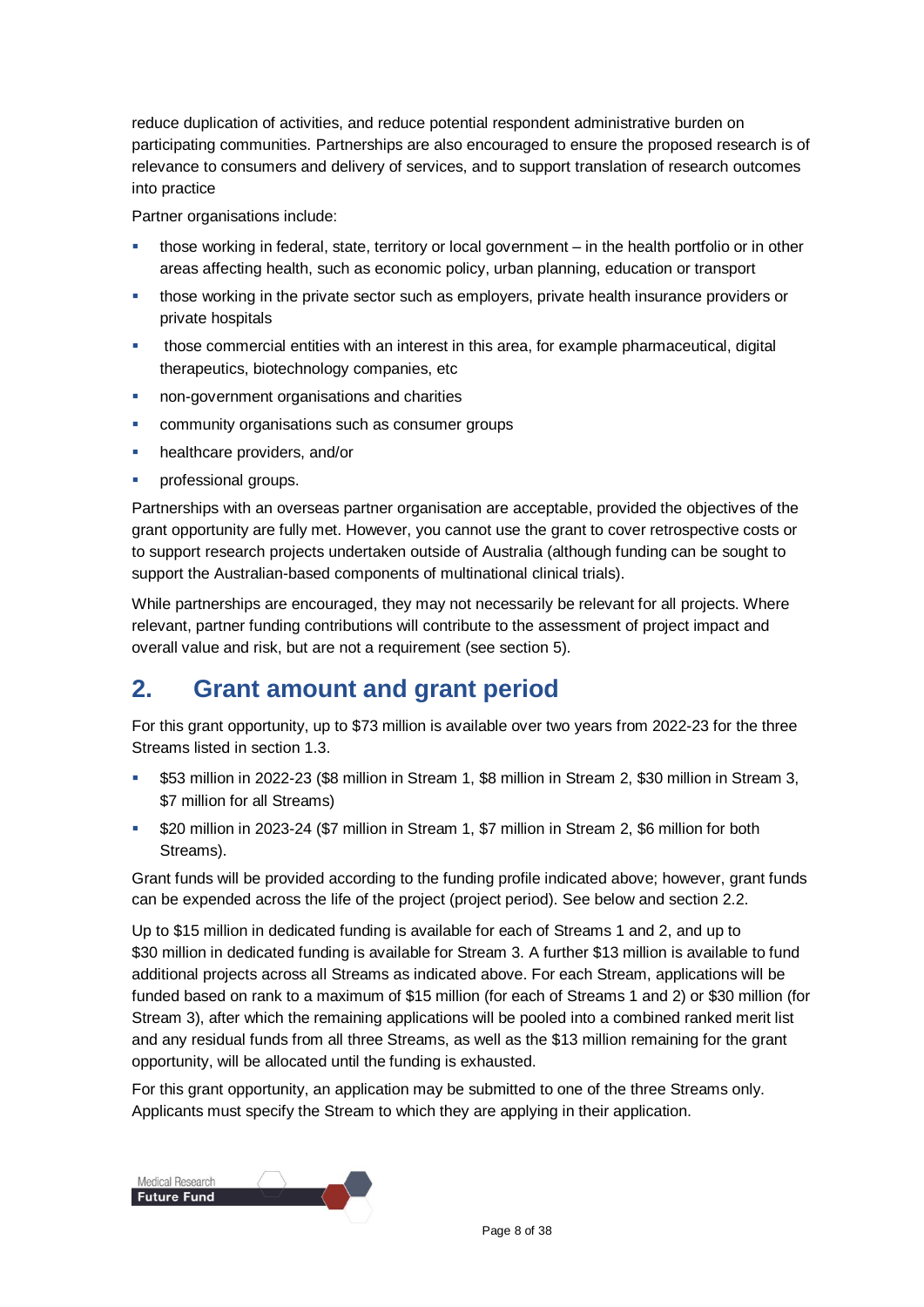reduce duplication of activities, and reduce potential respondent administrative burden on participating communities. Partnerships are also encouraged to ensure the proposed research is of relevance to consumers and delivery of services, and to support translation of research outcomes into practice

Partner organisations include:

- those working in federal, state, territory or local government – in the health portfolio or in other areas affecting health, such as economic policy, urban planning, education or transport
- those working in the private sector such as employers, private health insurance providers or private hospitals
- those commercial entities with an interest in this area, for example pharmaceutical, digital therapeutics, biotechnology companies, etc
- non-government organisations and charities
- community organisations such as consumer groups
- healthcare providers, and/or
- professional groups.

Partnerships with an overseas partner organisation are acceptable, provided the objectives of the grant opportunity are fully met. However, you cannot use the grant to cover retrospective costs or to support research projects undertaken outside of Australia (although funding can be sought to support the Australian-based components of multinational clinical trials).

While partnerships are encouraged, they may not necessarily be relevant for all projects. Where relevant, partner funding contributions will contribute to the assessment of project impact and overall value and risk, but are not a requirement (see section 5).

# 2. Grant amount and grant period

For this grant opportunity, up to $73 million is available over two years from 2022-23 for the three Streams listed in section 1.3.

- $53 million in 2022-23 ($8 million in Stream 1, $8 million in Stream 2, $30 million in Stream 3, $7 million for all Streams)
- $20 million in 2023-24 ($7 million in Stream 1, $7 million in Stream 2, $6 million for both Streams).

Grant funds will be provided according to the funding profile indicated above; however, grant funds can be expended across the life of the project (project period). See below and section 2.2.

Up to $15 million in dedicated funding is available for each of Streams 1 and 2, and up to $30 million in dedicated funding is available for Stream 3. A further $13 million is available to fund additional projects across all Streams as indicated above. For each Stream, applications will be funded based on rank to a maximum of $15 million (for each of Streams 1 and 2) or $30 million (for Stream 3), after which the remaining applications will be pooled into a combined ranked merit list and any residual funds from all three Streams, as well as the $13 million remaining for the grant opportunity, will be allocated until the funding is exhausted.

For this grant opportunity, an application may be submitted to one of the three Streams only. Applicants must specify the Stream to which they are applying in their application.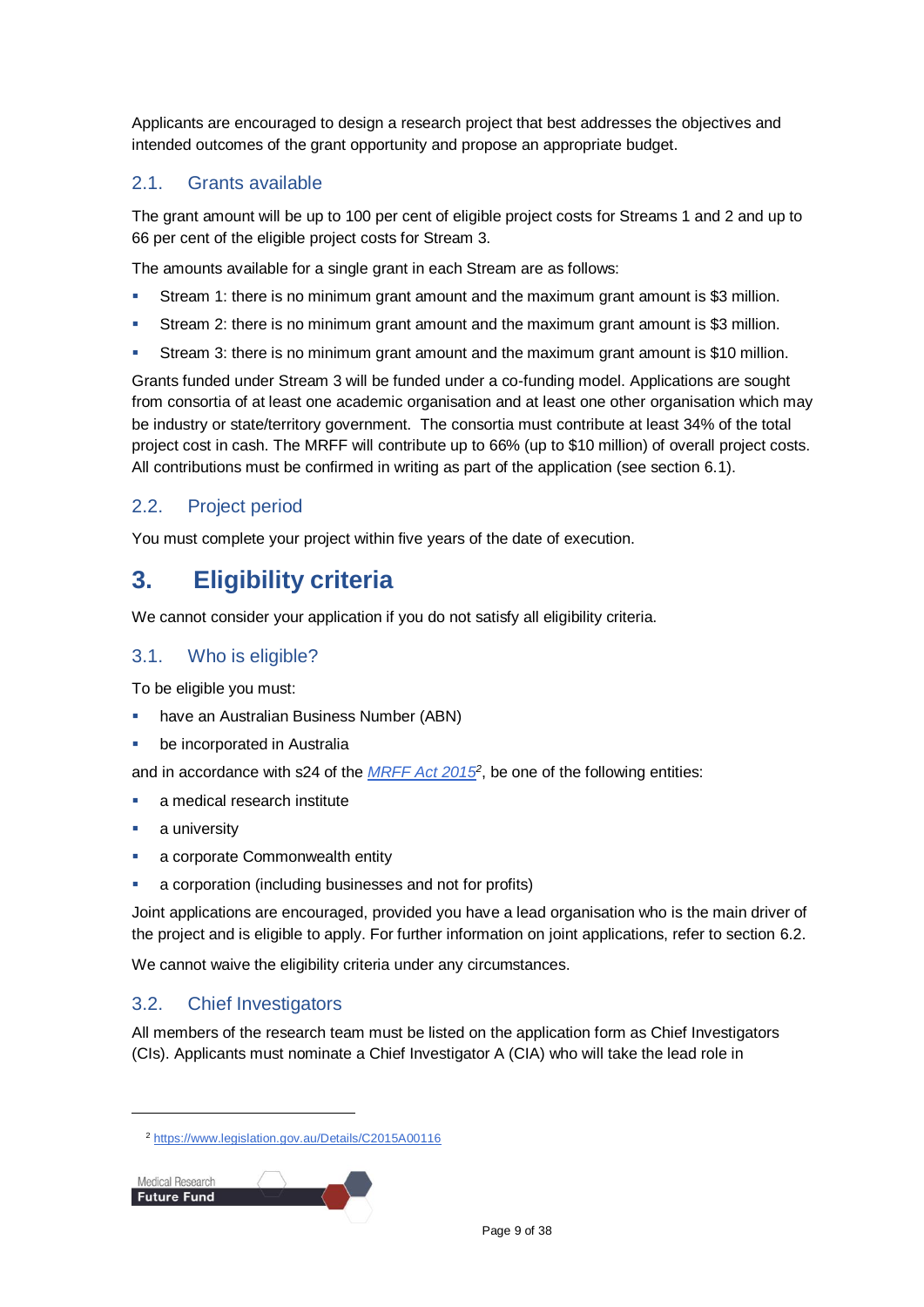Applicants are encouraged to design a research project that best addresses the objectives and intended outcomes of the grant opportunity and propose an appropriate budget.

### 2.1. Grants available

The grant amount will be up to 100 per cent of eligible project costs for Streams 1 and 2 and up to 66 per cent of the eligible project costs for Stream 3.

The amounts available for a single grant in each Stream are as follows:

- Stream 1: there is no minimum grant amount and the maximum grant amount is $3 million.
- Stream 2: there is no minimum grant amount and the maximum grant amount is $3 million.
- Stream 3: there is no minimum grant amount and the maximum grant amount is $10 million.

Grants funded under Stream 3 will be funded under a co-funding model. Applications are sought from consortia of at least one academic organisation and at least one other organisation which may be industry or state/territory government. The consortia must contribute at least 34% of the total project cost in cash. The MRFF will contribute up to 66% (up to $10 million) of overall project costs. All contributions must be confirmed in writing as part of the application (see section 6.1).

### 2.2. Project period

You must complete your project within five years of the date of execution.

## 3. Eligibility criteria

We cannot consider your application if you do not satisfy all eligibility criteria.

### 3.1. Who is eligible?

To be eligible you must:

- have an Australian Business Number (ABN)
- be incorporated in Australia

and in accordance with s24 of the *MRFF Act 2015*[2], be one of the following entities:

- a medical research institute
- a university
- a corporate Commonwealth entity
- a corporation (including businesses and not for profits)

Joint applications are encouraged, provided you have a lead organisation who is the main driver of the project and is eligible to apply. For further information on joint applications, refer to section 6.2.

We cannot waive the eligibility criteria under any circumstances.

### 3.2. Chief Investigators

All members of the research team must be listed on the application form as Chief Investigators (CIs). Applicants must nominate a Chief Investigator A (CIA) who will take the lead role in

---

[2] https://www.legislation.gov.au/Details/C2015A00116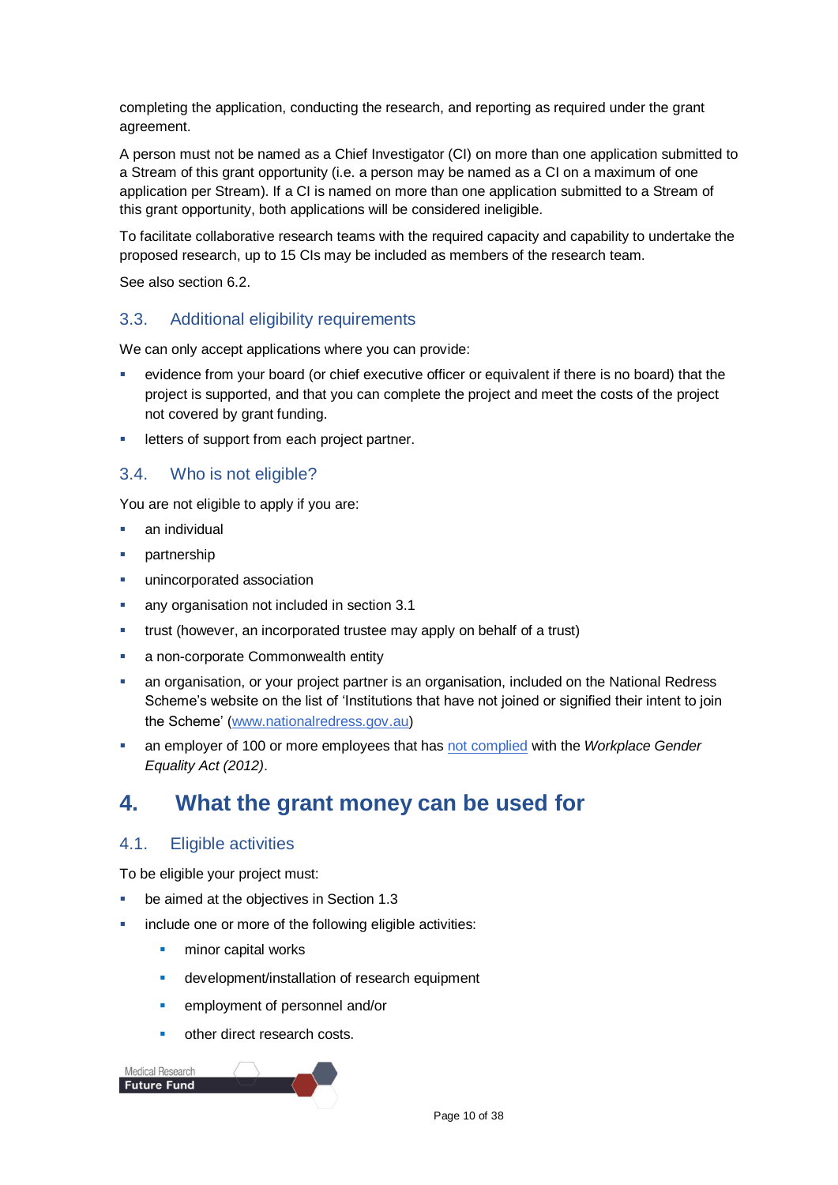completing the application, conducting the research, and reporting as required under the grant agreement.

A person must not be named as a Chief Investigator (CI) on more than one application submitted to a Stream of this grant opportunity (i.e. a person may be named as a CI on a maximum of one application per Stream). If a CI is named on more than one application submitted to a Stream of this grant opportunity, both applications will be considered ineligible.

To facilitate collaborative research teams with the required capacity and capability to undertake the proposed research, up to 15 CIs may be included as members of the research team.

See also section 6.2.

### 3.3. Additional eligibility requirements

We can only accept applications where you can provide:

- evidence from your board (or chief executive officer or equivalent if there is no board) that the project is supported, and that you can complete the project and meet the costs of the project not covered by grant funding.
- letters of support from each project partner.

### 3.4. Who is not eligible?

You are not eligible to apply if you are:

- an individual
- partnership
- unincorporated association
- any organisation not included in section 3.1
- trust (however, an incorporated trustee may apply on behalf of a trust)
- a non-corporate Commonwealth entity
- an organisation, or your project partner is an organisation, included on the National Redress Scheme's website on the list of 'Institutions that have not joined or signified their intent to join the Scheme' (www.nationalredress.gov.au)
- an employer of 100 or more employees that has not complied with the *Workplace Gender Equality Act (2012)*.

## 4. What the grant money can be used for

### 4.1. Eligible activities

To be eligible your project must:

- be aimed at the objectives in Section 1.3
- include one or more of the following eligible activities:
  - minor capital works
  - development/installation of research equipment
  - employment of personnel and/or
  - other direct research costs.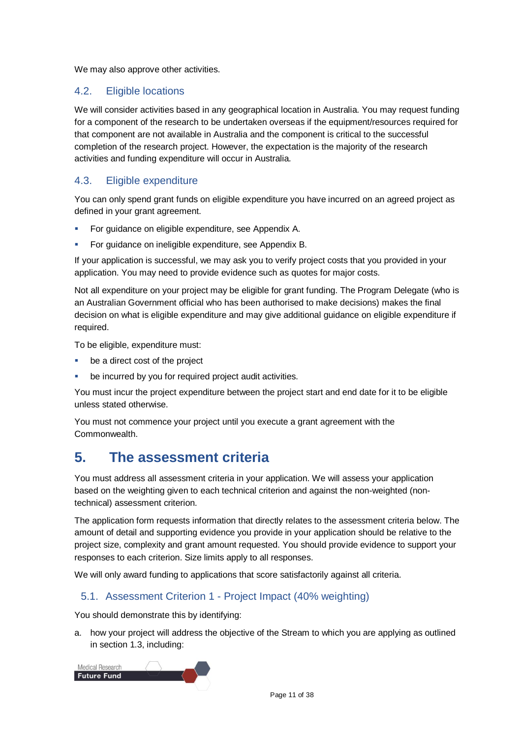We may also approve other activities.

### 4.2. Eligible locations

We will consider activities based in any geographical location in Australia. You may request funding for a component of the research to be undertaken overseas if the equipment/resources required for that component are not available in Australia and the component is critical to the successful completion of the research project. However, the expectation is the majority of the research activities and funding expenditure will occur in Australia.

### 4.3. Eligible expenditure

You can only spend grant funds on eligible expenditure you have incurred on an agreed project as defined in your grant agreement.

- For guidance on eligible expenditure, see Appendix A.
- For guidance on ineligible expenditure, see Appendix B.

If your application is successful, we may ask you to verify project costs that you provided in your application. You may need to provide evidence such as quotes for major costs.

Not all expenditure on your project may be eligible for grant funding. The Program Delegate (who is an Australian Government official who has been authorised to make decisions) makes the final decision on what is eligible expenditure and may give additional guidance on eligible expenditure if required.

To be eligible, expenditure must:

- be a direct cost of the project
- be incurred by you for required project audit activities.

You must incur the project expenditure between the project start and end date for it to be eligible unless stated otherwise.

You must not commence your project until you execute a grant agreement with the Commonwealth.

## 5. The assessment criteria

You must address all assessment criteria in your application. We will assess your application based on the weighting given to each technical criterion and against the non-weighted (non-technical) assessment criterion.

The application form requests information that directly relates to the assessment criteria below. The amount of detail and supporting evidence you provide in your application should be relative to the project size, complexity and grant amount requested. You should provide evidence to support your responses to each criterion. Size limits apply to all responses.

We will only award funding to applications that score satisfactorily against all criteria.

### 5.1. Assessment Criterion 1 - Project Impact (40% weighting)

You should demonstrate this by identifying:

a. how your project will address the objective of the Stream to which you are applying as outlined in section 1.3, including: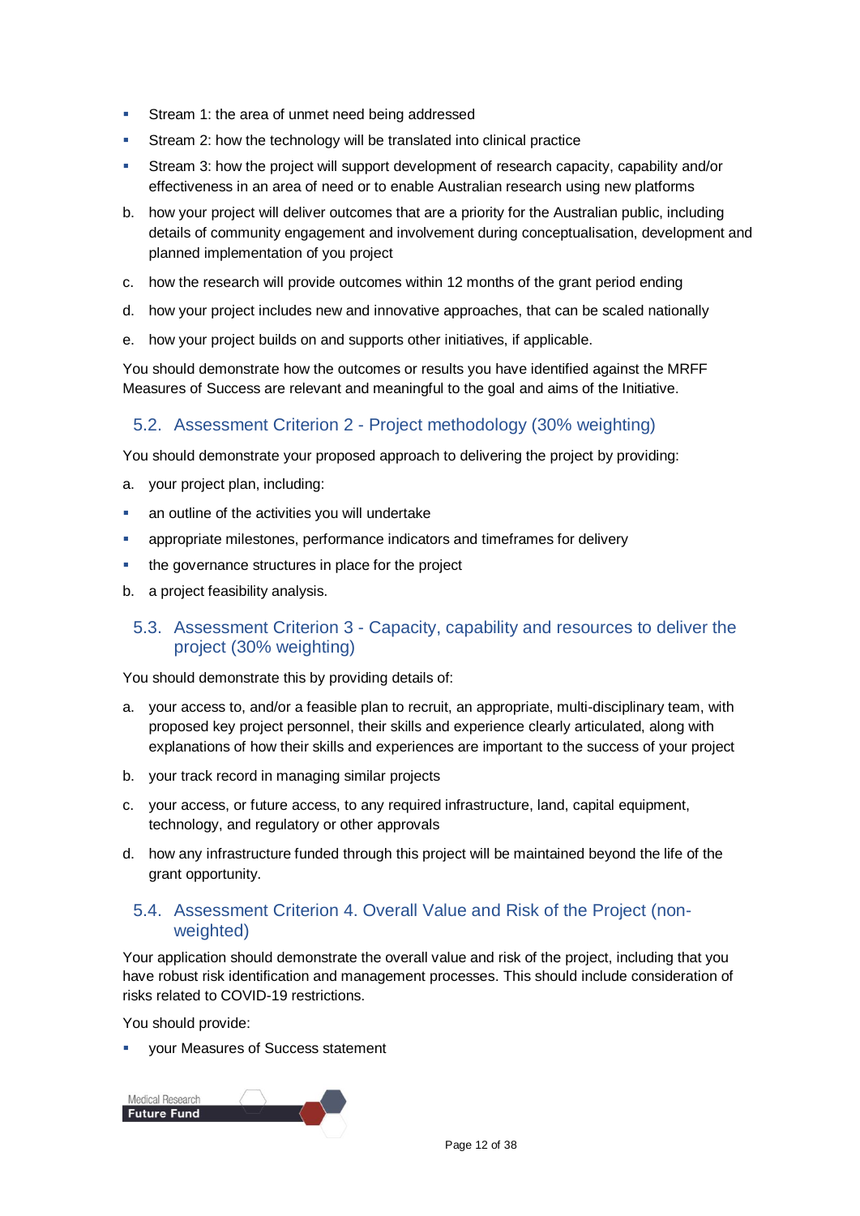- Stream 1: the area of unmet need being addressed
- Stream 2: how the technology will be translated into clinical practice
- Stream 3: how the project will support development of research capacity, capability and/or effectiveness in an area of need or to enable Australian research using new platforms

b. how your project will deliver outcomes that are a priority for the Australian public, including details of community engagement and involvement during conceptualisation, development and planned implementation of you project

c. how the research will provide outcomes within 12 months of the grant period ending

d. how your project includes new and innovative approaches, that can be scaled nationally

e. how your project builds on and supports other initiatives, if applicable.

You should demonstrate how the outcomes or results you have identified against the MRFF Measures of Success are relevant and meaningful to the goal and aims of the Initiative.

## 5.2. Assessment Criterion 2 - Project methodology (30% weighting)

You should demonstrate your proposed approach to delivering the project by providing:

a. your project plan, including:

- an outline of the activities you will undertake
- appropriate milestones, performance indicators and timeframes for delivery
- the governance structures in place for the project

b. a project feasibility analysis.

## 5.3. Assessment Criterion 3 - Capacity, capability and resources to deliver the project (30% weighting)

You should demonstrate this by providing details of:

a. your access to, and/or a feasible plan to recruit, an appropriate, multi-disciplinary team, with proposed key project personnel, their skills and experience clearly articulated, along with explanations of how their skills and experiences are important to the success of your project

b. your track record in managing similar projects

c. your access, or future access, to any required infrastructure, land, capital equipment, technology, and regulatory or other approvals

d. how any infrastructure funded through this project will be maintained beyond the life of the grant opportunity.

## 5.4. Assessment Criterion 4. Overall Value and Risk of the Project (non-weighted)

Your application should demonstrate the overall value and risk of the project, including that you have robust risk identification and management processes. This should include consideration of risks related to COVID-19 restrictions.

You should provide:

- your Measures of Success statement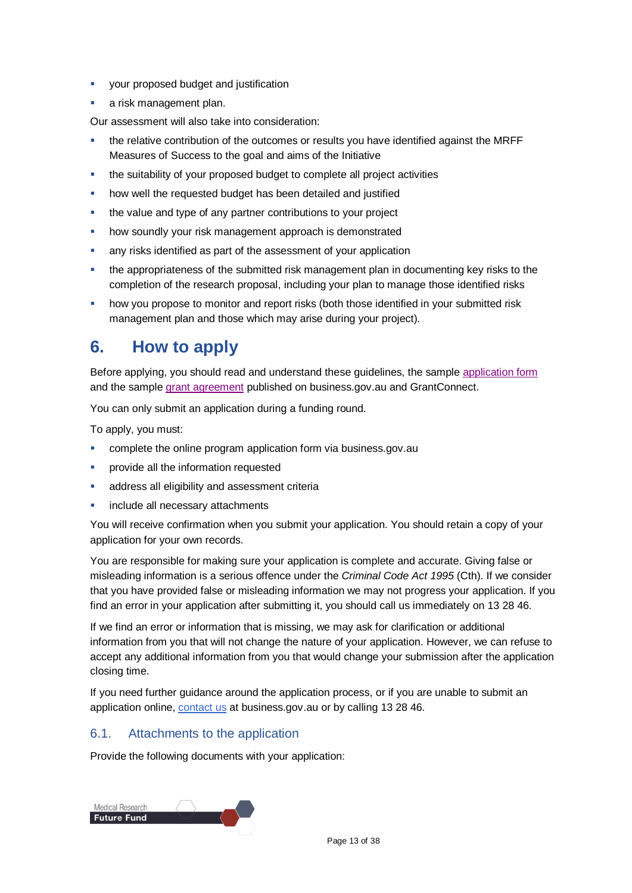- your proposed budget and justification
- a risk management plan.

Our assessment will also take into consideration:

- the relative contribution of the outcomes or results you have identified against the MRFF Measures of Success to the goal and aims of the Initiative
- the suitability of your proposed budget to complete all project activities
- how well the requested budget has been detailed and justified
- the value and type of any partner contributions to your project
- how soundly your risk management approach is demonstrated
- any risks identified as part of the assessment of your application
- the appropriateness of the submitted risk management plan in documenting key risks to the completion of the research proposal, including your plan to manage those identified risks
- how you propose to monitor and report risks (both those identified in your submitted risk management plan and those which may arise during your project).

# 6. How to apply

Before applying, you should read and understand these guidelines, the sample application form and the sample grant agreement published on business.gov.au and GrantConnect.

You can only submit an application during a funding round.

To apply, you must:

- complete the online program application form via business.gov.au
- provide all the information requested
- address all eligibility and assessment criteria
- include all necessary attachments

You will receive confirmation when you submit your application. You should retain a copy of your application for your own records.

You are responsible for making sure your application is complete and accurate. Giving false or misleading information is a serious offence under the *Criminal Code Act 1995* (Cth). If we consider that you have provided false or misleading information we may not progress your application. If you find an error in your application after submitting it, you should call us immediately on 13 28 46.

If we find an error or information that is missing, we may ask for clarification or additional information from you that will not change the nature of your application. However, we can refuse to accept any additional information from you that would change your submission after the application closing time.

If you need further guidance around the application process, or if you are unable to submit an application online, contact us at business.gov.au or by calling 13 28 46.

## 6.1. Attachments to the application

Provide the following documents with your application: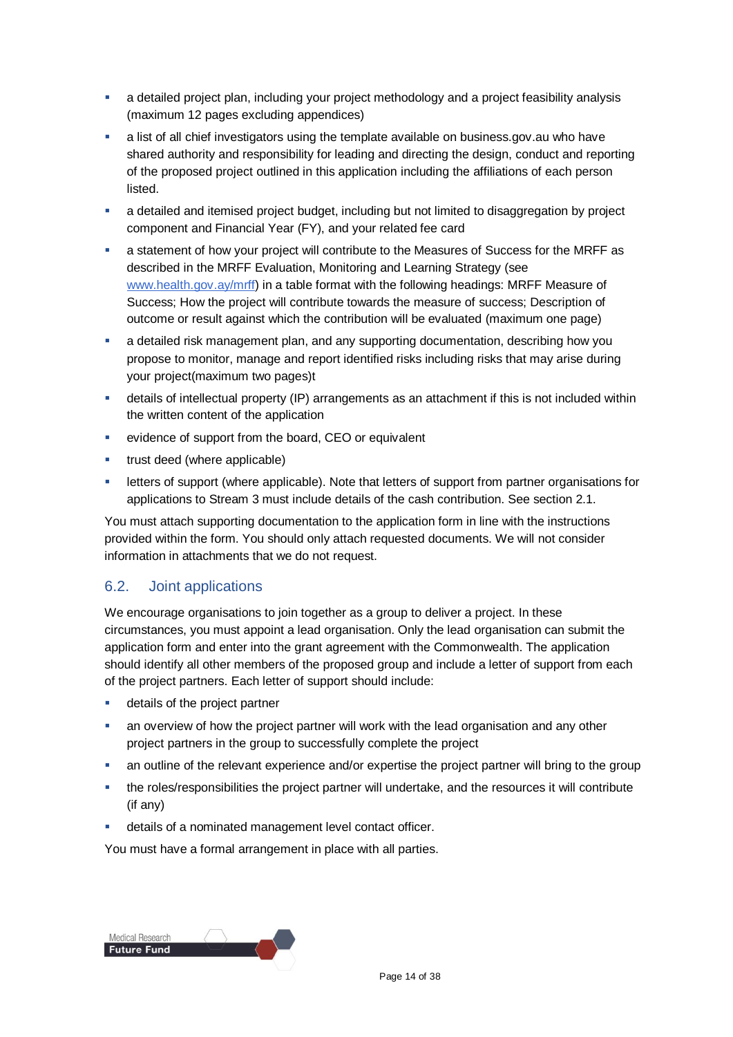- a detailed project plan, including your project methodology and a project feasibility analysis (maximum 12 pages excluding appendices)
- a list of all chief investigators using the template available on business.gov.au who have shared authority and responsibility for leading and directing the design, conduct and reporting of the proposed project outlined in this application including the affiliations of each person listed.
- a detailed and itemised project budget, including but not limited to disaggregation by project component and Financial Year (FY), and your related fee card
- a statement of how your project will contribute to the Measures of Success for the MRFF as described in the MRFF Evaluation, Monitoring and Learning Strategy (see [www.health.gov.ay/mrff](www.health.gov.ay/mrff)) in a table format with the following headings: MRFF Measure of Success; How the project will contribute towards the measure of success; Description of outcome or result against which the contribution will be evaluated (maximum one page)
- a detailed risk management plan, and any supporting documentation, describing how you propose to monitor, manage and report identified risks including risks that may arise during your project(maximum two pages)t
- details of intellectual property (IP) arrangements as an attachment if this is not included within the written content of the application
- evidence of support from the board, CEO or equivalent
- trust deed (where applicable)
- letters of support (where applicable). Note that letters of support from partner organisations for applications to Stream 3 must include details of the cash contribution. See section 2.1.

You must attach supporting documentation to the application form in line with the instructions provided within the form. You should only attach requested documents. We will not consider information in attachments that we do not request.

## 6.2. Joint applications

We encourage organisations to join together as a group to deliver a project. In these circumstances, you must appoint a lead organisation. Only the lead organisation can submit the application form and enter into the grant agreement with the Commonwealth. The application should identify all other members of the proposed group and include a letter of support from each of the project partners. Each letter of support should include:

- details of the project partner
- an overview of how the project partner will work with the lead organisation and any other project partners in the group to successfully complete the project
- an outline of the relevant experience and/or expertise the project partner will bring to the group
- the roles/responsibilities the project partner will undertake, and the resources it will contribute (if any)
- details of a nominated management level contact officer.

You must have a formal arrangement in place with all parties.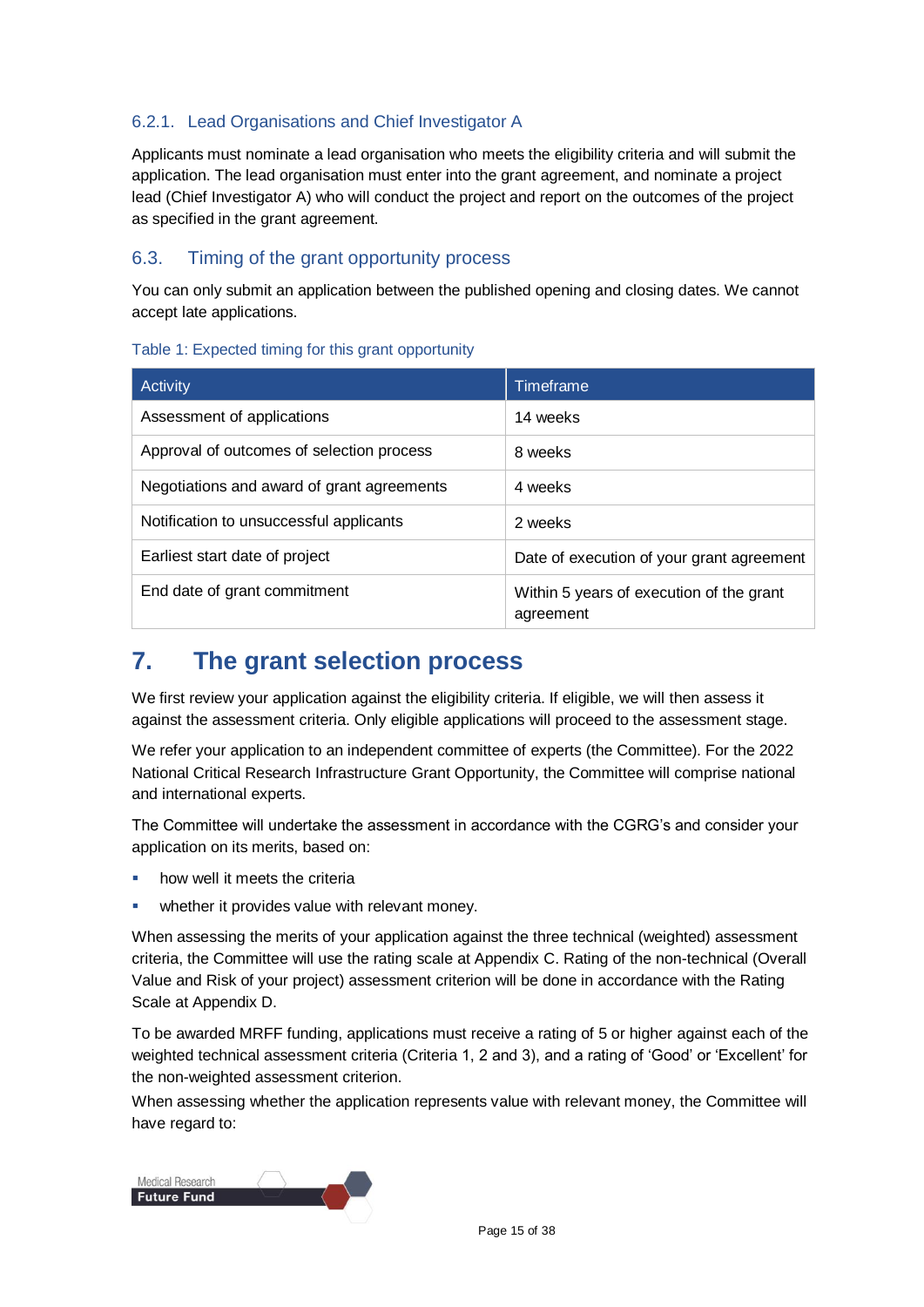#### 6.2.1. Lead Organisations and Chief Investigator A

Applicants must nominate a lead organisation who meets the eligibility criteria and will submit the application. The lead organisation must enter into the grant agreement, and nominate a project lead (Chief Investigator A) who will conduct the project and report on the outcomes of the project as specified in the grant agreement.

### 6.3. Timing of the grant opportunity process

You can only submit an application between the published opening and closing dates. We cannot accept late applications.

Table 1: Expected timing for this grant opportunity

| Activity | Timeframe |
|---|---|
| Assessment of applications | 14 weeks |
| Approval of outcomes of selection process | 8 weeks |
| Negotiations and award of grant agreements | 4 weeks |
| Notification to unsuccessful applicants | 2 weeks |
| Earliest start date of project | Date of execution of your grant agreement |
| End date of grant commitment | Within 5 years of execution of the grant agreement |

## 7. The grant selection process

We first review your application against the eligibility criteria. If eligible, we will then assess it against the assessment criteria. Only eligible applications will proceed to the assessment stage.

We refer your application to an independent committee of experts (the Committee). For the 2022 National Critical Research Infrastructure Grant Opportunity, the Committee will comprise national and international experts.

The Committee will undertake the assessment in accordance with the CGRG's and consider your application on its merits, based on:

- how well it meets the criteria
- whether it provides value with relevant money.

When assessing the merits of your application against the three technical (weighted) assessment criteria, the Committee will use the rating scale at Appendix C. Rating of the non-technical (Overall Value and Risk of your project) assessment criterion will be done in accordance with the Rating Scale at Appendix D.

To be awarded MRFF funding, applications must receive a rating of 5 or higher against each of the weighted technical assessment criteria (Criteria 1, 2 and 3), and a rating of 'Good' or 'Excellent' for the non-weighted assessment criterion.

When assessing whether the application represents value with relevant money, the Committee will have regard to: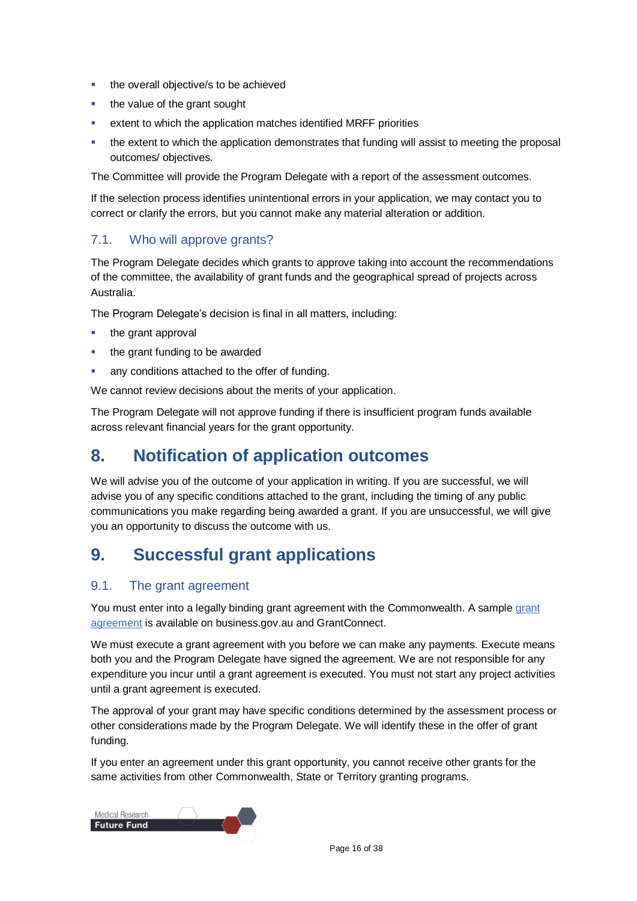- the overall objective/s to be achieved
- the value of the grant sought
- extent to which the application matches identified MRFF priorities
- the extent to which the application demonstrates that funding will assist to meeting the proposal outcomes/ objectives.

The Committee will provide the Program Delegate with a report of the assessment outcomes.

If the selection process identifies unintentional errors in your application, we may contact you to correct or clarify the errors, but you cannot make any material alteration or addition.

### 7.1. Who will approve grants?

The Program Delegate decides which grants to approve taking into account the recommendations of the committee, the availability of grant funds and the geographical spread of projects across Australia.

The Program Delegate's decision is final in all matters, including:

- the grant approval
- the grant funding to be awarded
- any conditions attached to the offer of funding.

We cannot review decisions about the merits of your application.

The Program Delegate will not approve funding if there is insufficient program funds available across relevant financial years for the grant opportunity.

## 8. Notification of application outcomes

We will advise you of the outcome of your application in writing. If you are successful, we will advise you of any specific conditions attached to the grant, including the timing of any public communications you make regarding being awarded a grant. If you are unsuccessful, we will give you an opportunity to discuss the outcome with us.

## 9. Successful grant applications

### 9.1. The grant agreement

You must enter into a legally binding grant agreement with the Commonwealth. A sample grant agreement is available on business.gov.au and GrantConnect.

We must execute a grant agreement with you before we can make any payments. Execute means both you and the Program Delegate have signed the agreement. We are not responsible for any expenditure you incur until a grant agreement is executed. You must not start any project activities until a grant agreement is executed.

The approval of your grant may have specific conditions determined by the assessment process or other considerations made by the Program Delegate. We will identify these in the offer of grant funding.

If you enter an agreement under this grant opportunity, you cannot receive other grants for the same activities from other Commonwealth, State or Territory granting programs.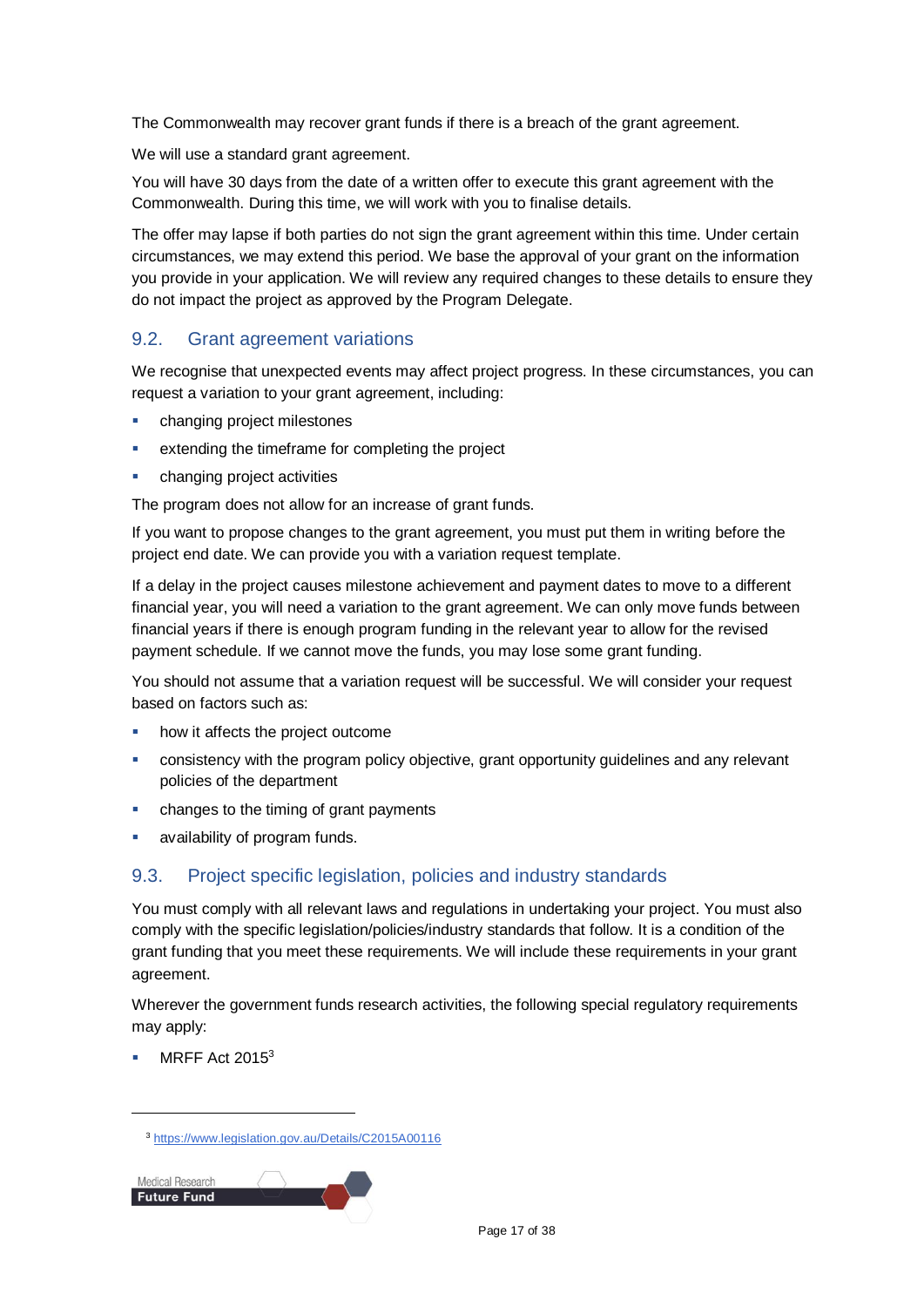The Commonwealth may recover grant funds if there is a breach of the grant agreement.

We will use a standard grant agreement.

You will have 30 days from the date of a written offer to execute this grant agreement with the Commonwealth. During this time, we will work with you to finalise details.

The offer may lapse if both parties do not sign the grant agreement within this time. Under certain circumstances, we may extend this period. We base the approval of your grant on the information you provide in your application. We will review any required changes to these details to ensure they do not impact the project as approved by the Program Delegate.

## 9.2. Grant agreement variations

We recognise that unexpected events may affect project progress. In these circumstances, you can request a variation to your grant agreement, including:

- changing project milestones
- extending the timeframe for completing the project
- changing project activities

The program does not allow for an increase of grant funds.

If you want to propose changes to the grant agreement, you must put them in writing before the project end date. We can provide you with a variation request template.

If a delay in the project causes milestone achievement and payment dates to move to a different financial year, you will need a variation to the grant agreement. We can only move funds between financial years if there is enough program funding in the relevant year to allow for the revised payment schedule. If we cannot move the funds, you may lose some grant funding.

You should not assume that a variation request will be successful. We will consider your request based on factors such as:

- how it affects the project outcome
- consistency with the program policy objective, grant opportunity guidelines and any relevant policies of the department
- changes to the timing of grant payments
- availability of program funds.

## 9.3. Project specific legislation, policies and industry standards

You must comply with all relevant laws and regulations in undertaking your project. You must also comply with the specific legislation/policies/industry standards that follow. It is a condition of the grant funding that you meet these requirements. We will include these requirements in your grant agreement.

Wherever the government funds research activities, the following special regulatory requirements may apply:

- MRFF Act 2015[3]

[3] https://www.legislation.gov.au/Details/C2015A00116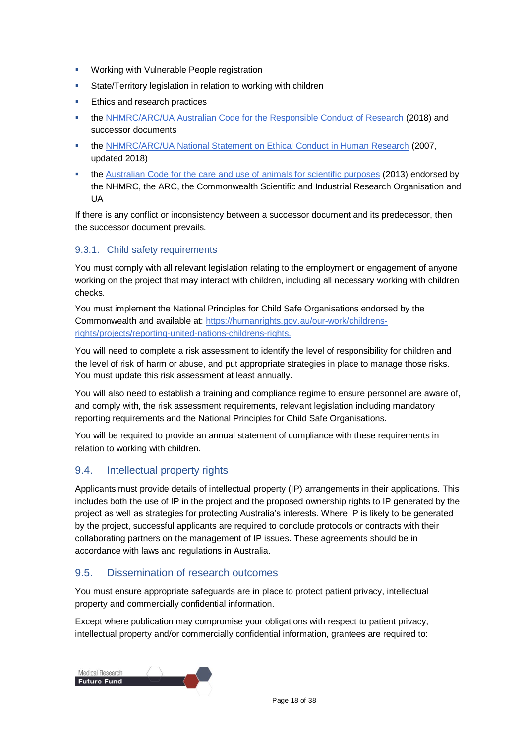- Working with Vulnerable People registration
- State/Territory legislation in relation to working with children
- Ethics and research practices
- the [NHMRC/ARC/UA Australian Code for the Responsible Conduct of Research](#) (2018) and successor documents
- the [NHMRC/ARC/UA National Statement on Ethical Conduct in Human Research](#) (2007, updated 2018)
- the [Australian Code for the care and use of animals for scientific purposes](#) (2013) endorsed by the NHMRC, the ARC, the Commonwealth Scientific and Industrial Research Organisation and UA

If there is any conflict or inconsistency between a successor document and its predecessor, then the successor document prevails.

### 9.3.1. Child safety requirements

You must comply with all relevant legislation relating to the employment or engagement of anyone working on the project that may interact with children, including all necessary working with children checks.

You must implement the National Principles for Child Safe Organisations endorsed by the Commonwealth and available at: [https://humanrights.gov.au/our-work/childrens-rights/projects/reporting-united-nations-childrens-rights.](https://humanrights.gov.au/our-work/childrens-rights/projects/reporting-united-nations-childrens-rights)

You will need to complete a risk assessment to identify the level of responsibility for children and the level of risk of harm or abuse, and put appropriate strategies in place to manage those risks. You must update this risk assessment at least annually.

You will also need to establish a training and compliance regime to ensure personnel are aware of, and comply with, the risk assessment requirements, relevant legislation including mandatory reporting requirements and the National Principles for Child Safe Organisations.

You will be required to provide an annual statement of compliance with these requirements in relation to working with children.

## 9.4. Intellectual property rights

Applicants must provide details of intellectual property (IP) arrangements in their applications. This includes both the use of IP in the project and the proposed ownership rights to IP generated by the project as well as strategies for protecting Australia's interests. Where IP is likely to be generated by the project, successful applicants are required to conclude protocols or contracts with their collaborating partners on the management of IP issues. These agreements should be in accordance with laws and regulations in Australia.

## 9.5. Dissemination of research outcomes

You must ensure appropriate safeguards are in place to protect patient privacy, intellectual property and commercially confidential information.

Except where publication may compromise your obligations with respect to patient privacy, intellectual property and/or commercially confidential information, grantees are required to: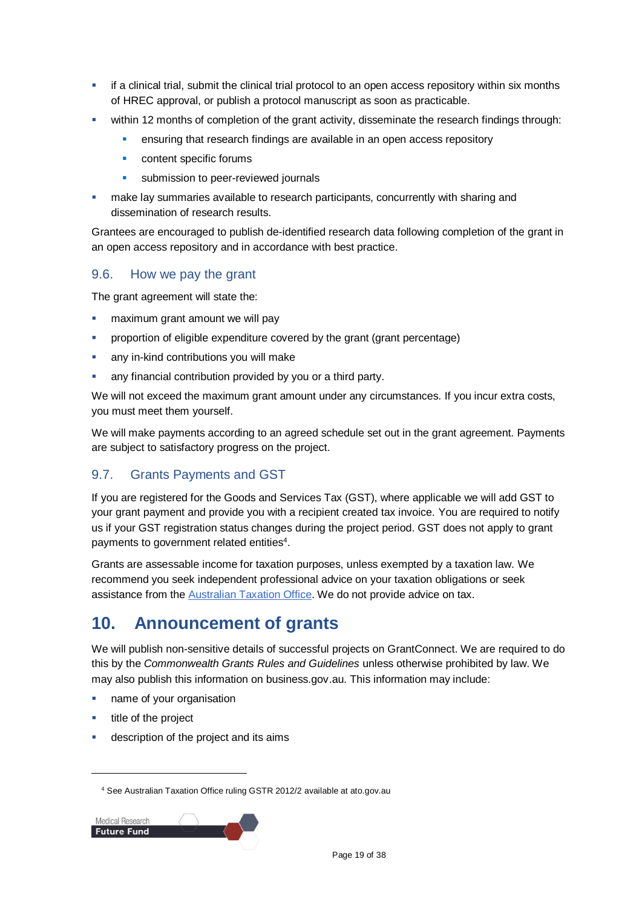- if a clinical trial, submit the clinical trial protocol to an open access repository within six months of HREC approval, or publish a protocol manuscript as soon as practicable.
- within 12 months of completion of the grant activity, disseminate the research findings through:
  - ensuring that research findings are available in an open access repository
  - content specific forums
  - submission to peer-reviewed journals
- make lay summaries available to research participants, concurrently with sharing and dissemination of research results.

Grantees are encouraged to publish de-identified research data following completion of the grant in an open access repository and in accordance with best practice.

### 9.6. How we pay the grant

The grant agreement will state the:

- maximum grant amount we will pay
- proportion of eligible expenditure covered by the grant (grant percentage)
- any in-kind contributions you will make
- any financial contribution provided by you or a third party.

We will not exceed the maximum grant amount under any circumstances. If you incur extra costs, you must meet them yourself.

We will make payments according to an agreed schedule set out in the grant agreement. Payments are subject to satisfactory progress on the project.

### 9.7. Grants Payments and GST

If you are registered for the Goods and Services Tax (GST), where applicable we will add GST to your grant payment and provide you with a recipient created tax invoice. You are required to notify us if your GST registration status changes during the project period. GST does not apply to grant payments to government related entities[4].

Grants are assessable income for taxation purposes, unless exempted by a taxation law. We recommend you seek independent professional advice on your taxation obligations or seek assistance from the [Australian Taxation Office](). We do not provide advice on tax.

## 10. Announcement of grants

We will publish non-sensitive details of successful projects on GrantConnect. We are required to do this by the *Commonwealth Grants Rules and Guidelines* unless otherwise prohibited by law. We may also publish this information on business.gov.au. This information may include:

- name of your organisation
- title of the project
- description of the project and its aims

[4] See Australian Taxation Office ruling GSTR 2012/2 available at ato.gov.au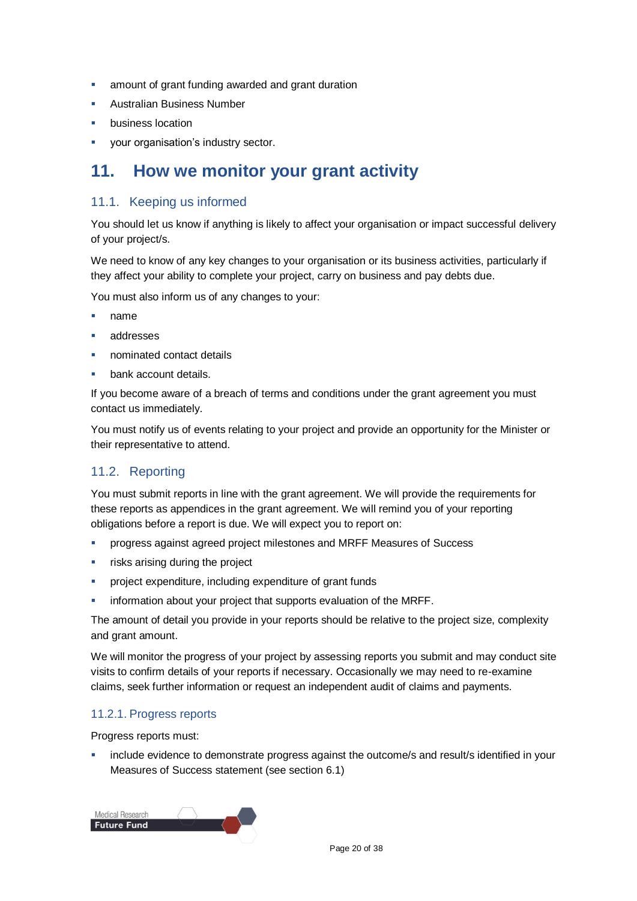- amount of grant funding awarded and grant duration
- Australian Business Number
- business location
- your organisation's industry sector.

# 11. How we monitor your grant activity

## 11.1. Keeping us informed

You should let us know if anything is likely to affect your organisation or impact successful delivery of your project/s.

We need to know of any key changes to your organisation or its business activities, particularly if they affect your ability to complete your project, carry on business and pay debts due.

You must also inform us of any changes to your:

- name
- addresses
- nominated contact details
- bank account details.

If you become aware of a breach of terms and conditions under the grant agreement you must contact us immediately.

You must notify us of events relating to your project and provide an opportunity for the Minister or their representative to attend.

## 11.2. Reporting

You must submit reports in line with the grant agreement. We will provide the requirements for these reports as appendices in the grant agreement. We will remind you of your reporting obligations before a report is due. We will expect you to report on:

- progress against agreed project milestones and MRFF Measures of Success
- risks arising during the project
- project expenditure, including expenditure of grant funds
- information about your project that supports evaluation of the MRFF.

The amount of detail you provide in your reports should be relative to the project size, complexity and grant amount.

We will monitor the progress of your project by assessing reports you submit and may conduct site visits to confirm details of your reports if necessary. Occasionally we may need to re-examine claims, seek further information or request an independent audit of claims and payments.

### 11.2.1. Progress reports

Progress reports must:

- include evidence to demonstrate progress against the outcome/s and result/s identified in your Measures of Success statement (see section 6.1)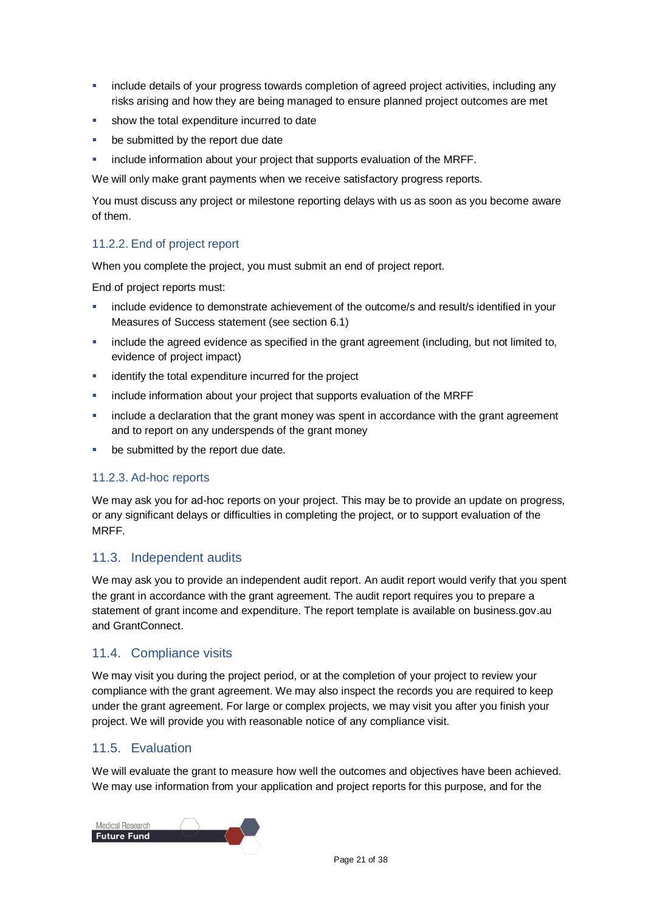- include details of your progress towards completion of agreed project activities, including any risks arising and how they are being managed to ensure planned project outcomes are met
- show the total expenditure incurred to date
- be submitted by the report due date
- include information about your project that supports evaluation of the MRFF.

We will only make grant payments when we receive satisfactory progress reports.

You must discuss any project or milestone reporting delays with us as soon as you become aware of them.

#### 11.2.2. End of project report

When you complete the project, you must submit an end of project report.

End of project reports must:

- include evidence to demonstrate achievement of the outcome/s and result/s identified in your Measures of Success statement (see section 6.1)
- include the agreed evidence as specified in the grant agreement (including, but not limited to, evidence of project impact)
- identify the total expenditure incurred for the project
- include information about your project that supports evaluation of the MRFF
- include a declaration that the grant money was spent in accordance with the grant agreement and to report on any underspends of the grant money
- be submitted by the report due date.

#### 11.2.3. Ad-hoc reports

We may ask you for ad-hoc reports on your project. This may be to provide an update on progress, or any significant delays or difficulties in completing the project, or to support evaluation of the MRFF.

### 11.3. Independent audits

We may ask you to provide an independent audit report. An audit report would verify that you spent the grant in accordance with the grant agreement. The audit report requires you to prepare a statement of grant income and expenditure. The report template is available on business.gov.au and GrantConnect.

### 11.4. Compliance visits

We may visit you during the project period, or at the completion of your project to review your compliance with the grant agreement. We may also inspect the records you are required to keep under the grant agreement. For large or complex projects, we may visit you after you finish your project. We will provide you with reasonable notice of any compliance visit.

### 11.5. Evaluation

We will evaluate the grant to measure how well the outcomes and objectives have been achieved. We may use information from your application and project reports for this purpose, and for the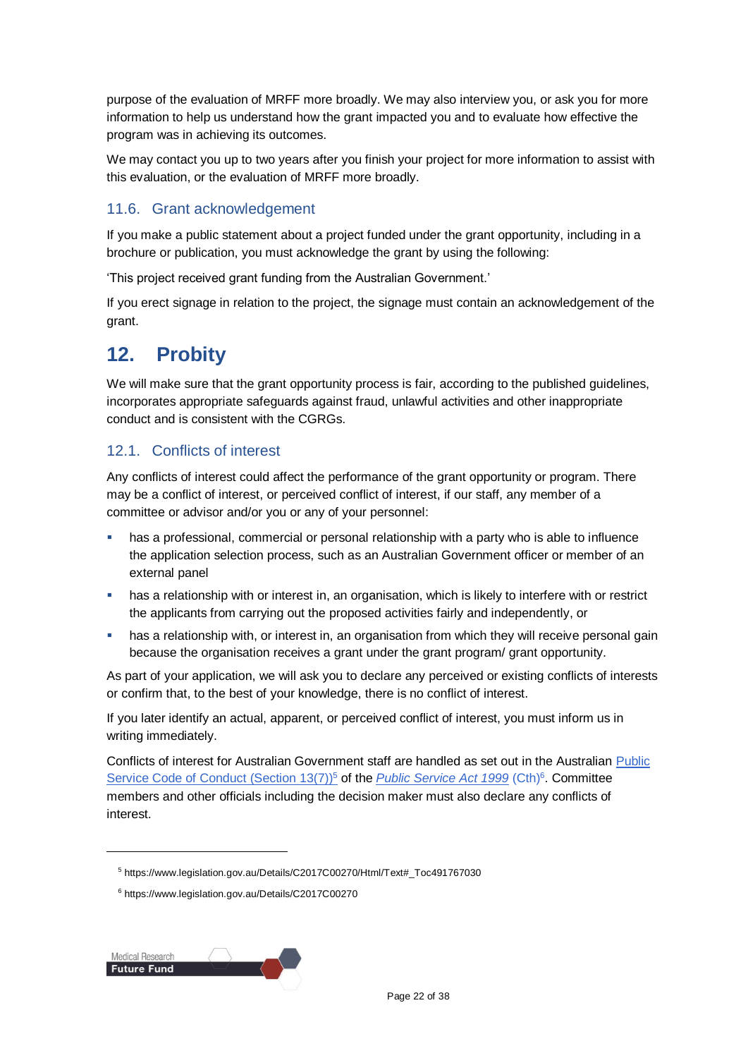purpose of the evaluation of MRFF more broadly. We may also interview you, or ask you for more information to help us understand how the grant impacted you and to evaluate how effective the program was in achieving its outcomes.

We may contact you up to two years after you finish your project for more information to assist with this evaluation, or the evaluation of MRFF more broadly.

### 11.6. Grant acknowledgement

If you make a public statement about a project funded under the grant opportunity, including in a brochure or publication, you must acknowledge the grant by using the following:

'This project received grant funding from the Australian Government.'

If you erect signage in relation to the project, the signage must contain an acknowledgement of the grant.

## 12. Probity

We will make sure that the grant opportunity process is fair, according to the published guidelines, incorporates appropriate safeguards against fraud, unlawful activities and other inappropriate conduct and is consistent with the CGRGs.

### 12.1. Conflicts of interest

Any conflicts of interest could affect the performance of the grant opportunity or program. There may be a conflict of interest, or perceived conflict of interest, if our staff, any member of a committee or advisor and/or you or any of your personnel:

- has a professional, commercial or personal relationship with a party who is able to influence the application selection process, such as an Australian Government officer or member of an external panel
- has a relationship with or interest in, an organisation, which is likely to interfere with or restrict the applicants from carrying out the proposed activities fairly and independently, or
- has a relationship with, or interest in, an organisation from which they will receive personal gain because the organisation receives a grant under the grant program/ grant opportunity.

As part of your application, we will ask you to declare any perceived or existing conflicts of interests or confirm that, to the best of your knowledge, there is no conflict of interest.

If you later identify an actual, apparent, or perceived conflict of interest, you must inform us in writing immediately.

Conflicts of interest for Australian Government staff are handled as set out in the Australian Public Service Code of Conduct (Section 13(7))[5] of the *Public Service Act 1999* (Cth)[6]. Committee members and other officials including the decision maker must also declare any conflicts of interest.

---

[5] https://www.legislation.gov.au/Details/C2017C00270/Html/Text#_Toc491767030

[6] https://www.legislation.gov.au/Details/C2017C00270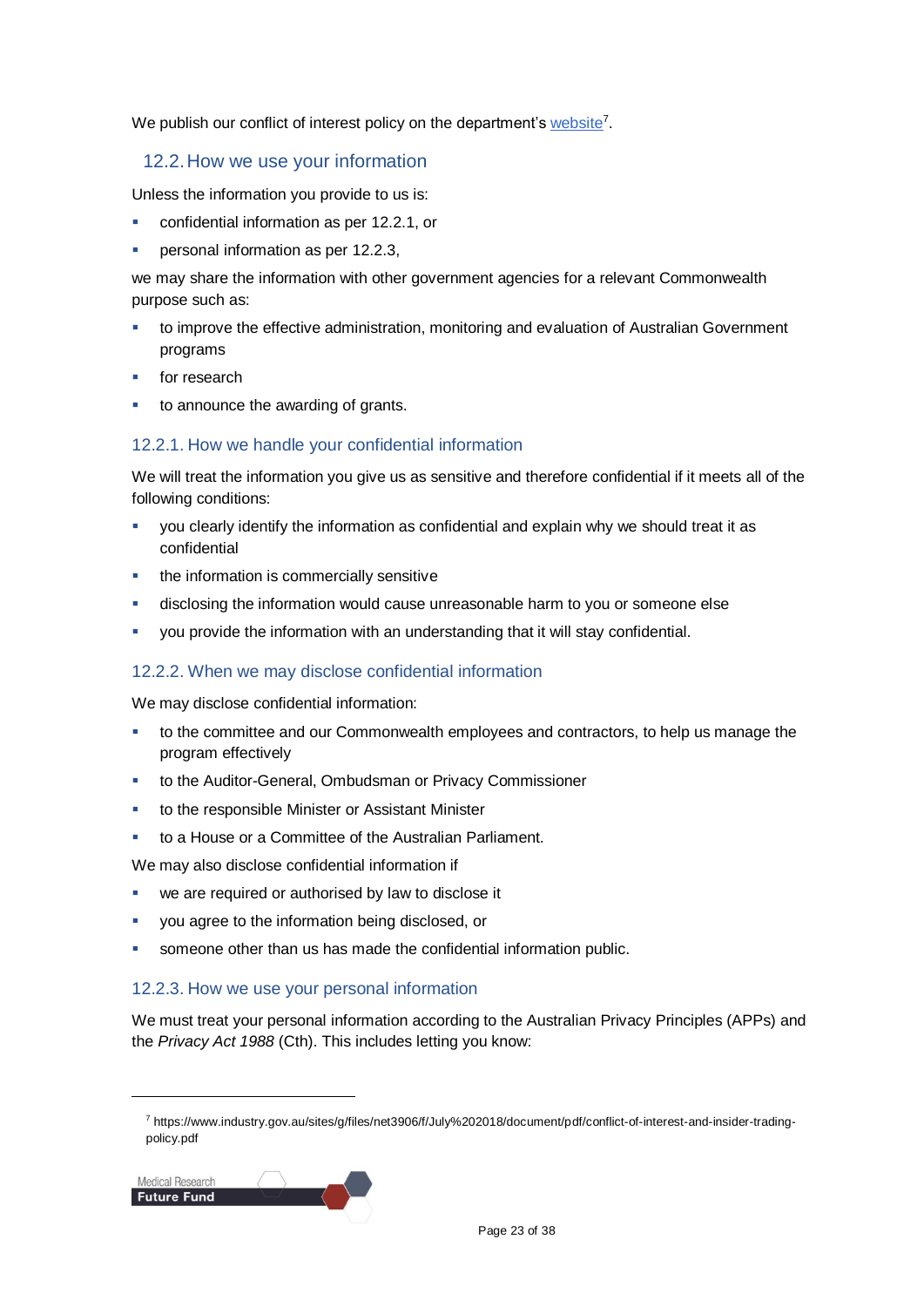We publish our conflict of interest policy on the department's [website](https://www.industry.gov.au/sites/g/files/net3906/f/July%202018/document/pdf/conflict-of-interest-and-insider-trading-policy.pdf)[7].

## 12.2. How we use your information

Unless the information you provide to us is:

- confidential information as per 12.2.1, or
- personal information as per 12.2.3,

we may share the information with other government agencies for a relevant Commonwealth purpose such as:

- to improve the effective administration, monitoring and evaluation of Australian Government programs
- for research
- to announce the awarding of grants.

### 12.2.1. How we handle your confidential information

We will treat the information you give us as sensitive and therefore confidential if it meets all of the following conditions:

- you clearly identify the information as confidential and explain why we should treat it as confidential
- the information is commercially sensitive
- disclosing the information would cause unreasonable harm to you or someone else
- you provide the information with an understanding that it will stay confidential.

### 12.2.2. When we may disclose confidential information

We may disclose confidential information:

- to the committee and our Commonwealth employees and contractors, to help us manage the program effectively
- to the Auditor-General, Ombudsman or Privacy Commissioner
- to the responsible Minister or Assistant Minister
- to a House or a Committee of the Australian Parliament.

We may also disclose confidential information if

- we are required or authorised by law to disclose it
- you agree to the information being disclosed, or
- someone other than us has made the confidential information public.

### 12.2.3. How we use your personal information

We must treat your personal information according to the Australian Privacy Principles (APPs) and the *Privacy Act 1988* (Cth). This includes letting you know:

---

[7] https://www.industry.gov.au/sites/g/files/net3906/f/July%202018/document/pdf/conflict-of-interest-and-insider-trading-policy.pdf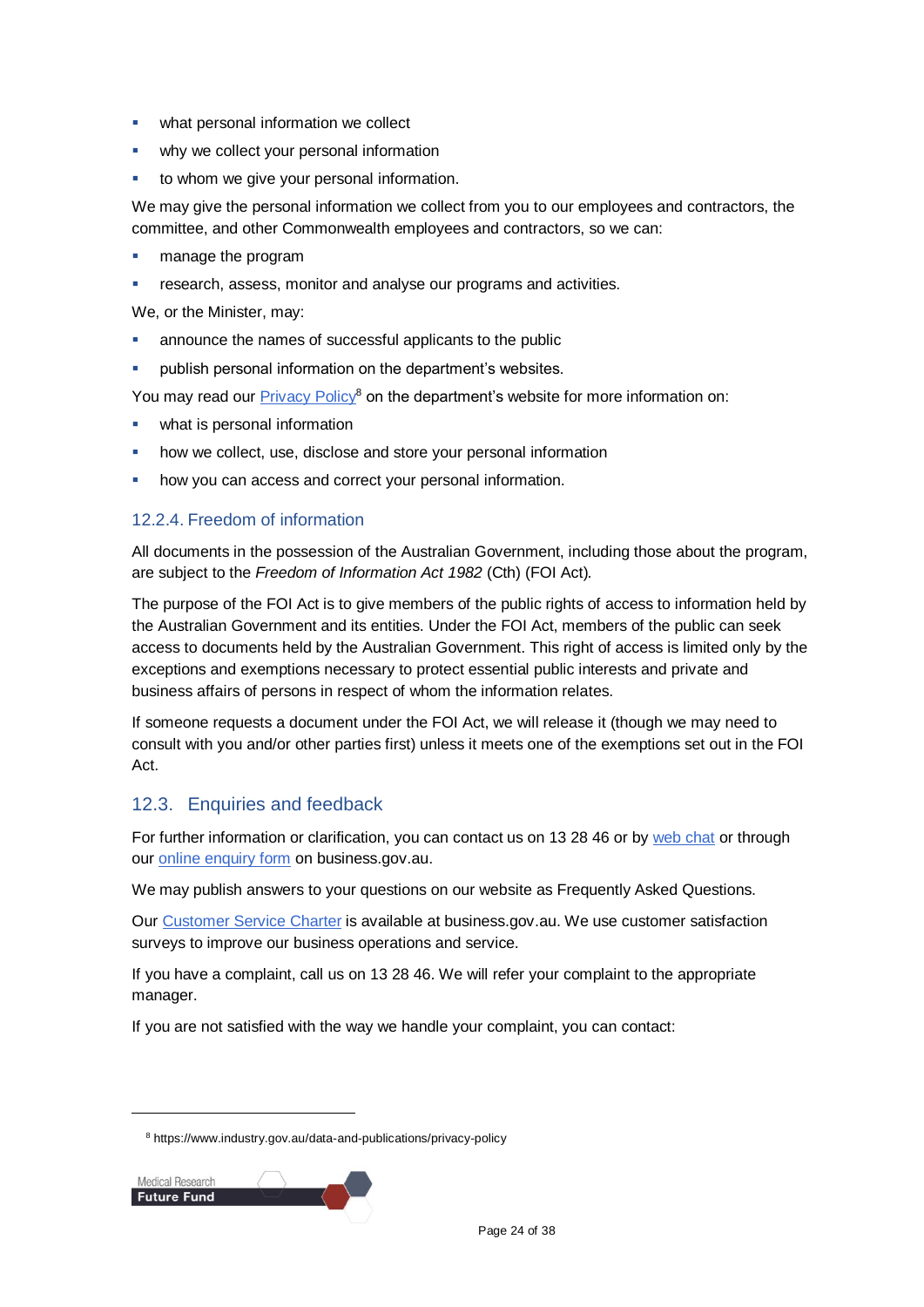- what personal information we collect
- why we collect your personal information
- to whom we give your personal information.

We may give the personal information we collect from you to our employees and contractors, the committee, and other Commonwealth employees and contractors, so we can:

- manage the program
- research, assess, monitor and analyse our programs and activities.

We, or the Minister, may:

- announce the names of successful applicants to the public
- publish personal information on the department's websites.

You may read our Privacy Policy[8] on the department's website for more information on:

- what is personal information
- how we collect, use, disclose and store your personal information
- how you can access and correct your personal information.

#### 12.2.4. Freedom of information

All documents in the possession of the Australian Government, including those about the program, are subject to the *Freedom of Information Act 1982* (Cth) (FOI Act).

The purpose of the FOI Act is to give members of the public rights of access to information held by the Australian Government and its entities. Under the FOI Act, members of the public can seek access to documents held by the Australian Government. This right of access is limited only by the exceptions and exemptions necessary to protect essential public interests and private and business affairs of persons in respect of whom the information relates.

If someone requests a document under the FOI Act, we will release it (though we may need to consult with you and/or other parties first) unless it meets one of the exemptions set out in the FOI Act.

### 12.3. Enquiries and feedback

For further information or clarification, you can contact us on 13 28 46 or by web chat or through our online enquiry form on business.gov.au.

We may publish answers to your questions on our website as Frequently Asked Questions.

Our Customer Service Charter is available at business.gov.au. We use customer satisfaction surveys to improve our business operations and service.

If you have a complaint, call us on 13 28 46. We will refer your complaint to the appropriate manager.

If you are not satisfied with the way we handle your complaint, you can contact:

---

[8] https://www.industry.gov.au/data-and-publications/privacy-policy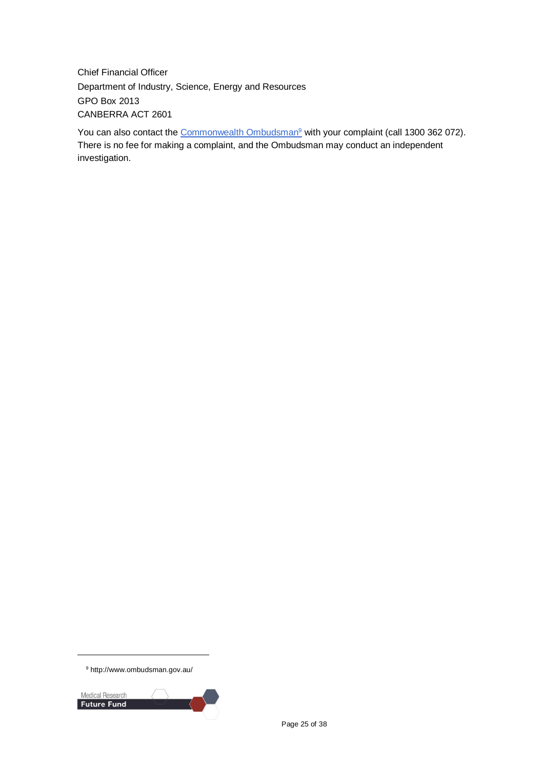Chief Financial Officer
Department of Industry, Science, Energy and Resources
GPO Box 2013
CANBERRA ACT 2601

You can also contact the Commonwealth Ombudsman[9] with your complaint (call 1300 362 072). There is no fee for making a complaint, and the Ombudsman may conduct an independent investigation.

[9] http://www.ombudsman.gov.au/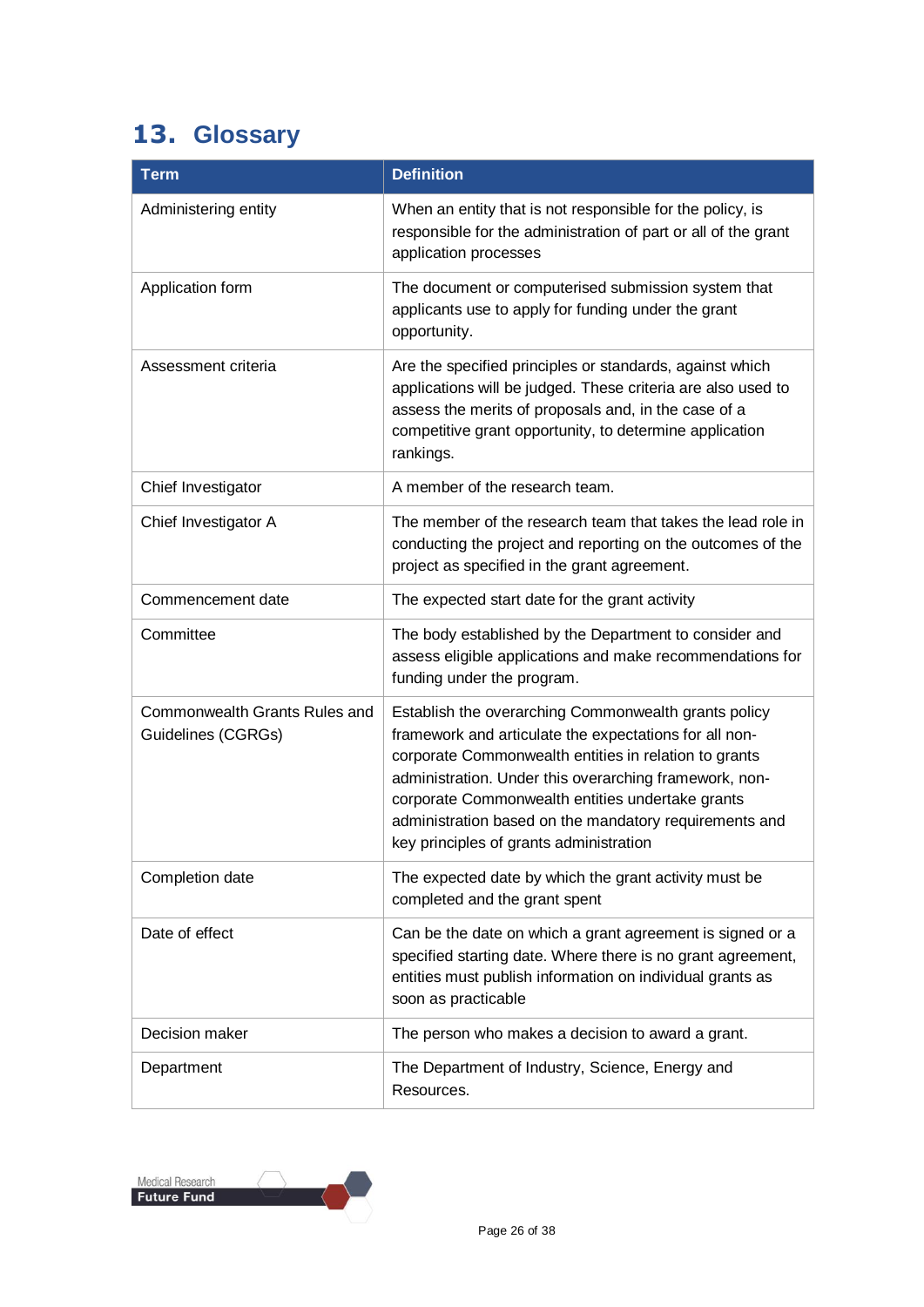## 13. Glossary

| Term | Definition |
| --- | --- |
| Administering entity | When an entity that is not responsible for the policy, is responsible for the administration of part or all of the grant application processes |
| Application form | The document or computerised submission system that applicants use to apply for funding under the grant opportunity. |
| Assessment criteria | Are the specified principles or standards, against which applications will be judged. These criteria are also used to assess the merits of proposals and, in the case of a competitive grant opportunity, to determine application rankings. |
| Chief Investigator | A member of the research team. |
| Chief Investigator A | The member of the research team that takes the lead role in conducting the project and reporting on the outcomes of the project as specified in the grant agreement. |
| Commencement date | The expected start date for the grant activity |
| Committee | The body established by the Department to consider and assess eligible applications and make recommendations for funding under the program. |
| Commonwealth Grants Rules and Guidelines (CGRGs) | Establish the overarching Commonwealth grants policy framework and articulate the expectations for all non-corporate Commonwealth entities in relation to grants administration. Under this overarching framework, non-corporate Commonwealth entities undertake grants administration based on the mandatory requirements and key principles of grants administration |
| Completion date | The expected date by which the grant activity must be completed and the grant spent |
| Date of effect | Can be the date on which a grant agreement is signed or a specified starting date. Where there is no grant agreement, entities must publish information on individual grants as soon as practicable |
| Decision maker | The person who makes a decision to award a grant. |
| Department | The Department of Industry, Science, Energy and Resources. |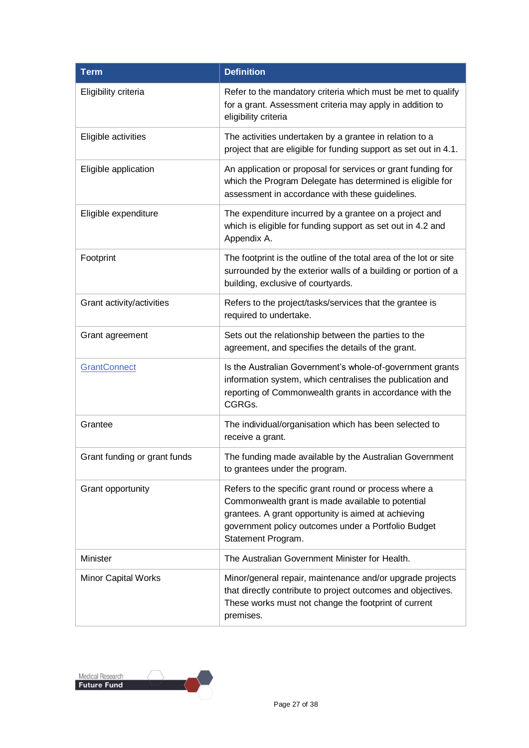| Term | Definition |
|---|---|
| Eligibility criteria | Refer to the mandatory criteria which must be met to qualify for a grant. Assessment criteria may apply in addition to eligibility criteria |
| Eligible activities | The activities undertaken by a grantee in relation to a project that are eligible for funding support as set out in 4.1. |
| Eligible application | An application or proposal for services or grant funding for which the Program Delegate has determined is eligible for assessment in accordance with these guidelines. |
| Eligible expenditure | The expenditure incurred by a grantee on a project and which is eligible for funding support as set out in 4.2 and Appendix A. |
| Footprint | The footprint is the outline of the total area of the lot or site surrounded by the exterior walls of a building or portion of a building, exclusive of courtyards. |
| Grant activity/activities | Refers to the project/tasks/services that the grantee is required to undertake. |
| Grant agreement | Sets out the relationship between the parties to the agreement, and specifies the details of the grant. |
| GrantConnect | Is the Australian Government's whole-of-government grants information system, which centralises the publication and reporting of Commonwealth grants in accordance with the CGRGs. |
| Grantee | The individual/organisation which has been selected to receive a grant. |
| Grant funding or grant funds | The funding made available by the Australian Government to grantees under the program. |
| Grant opportunity | Refers to the specific grant round or process where a Commonwealth grant is made available to potential grantees. A grant opportunity is aimed at achieving government policy outcomes under a Portfolio Budget Statement Program. |
| Minister | The Australian Government Minister for Health. |
| Minor Capital Works | Minor/general repair, maintenance and/or upgrade projects that directly contribute to project outcomes and objectives. These works must not change the footprint of current premises. |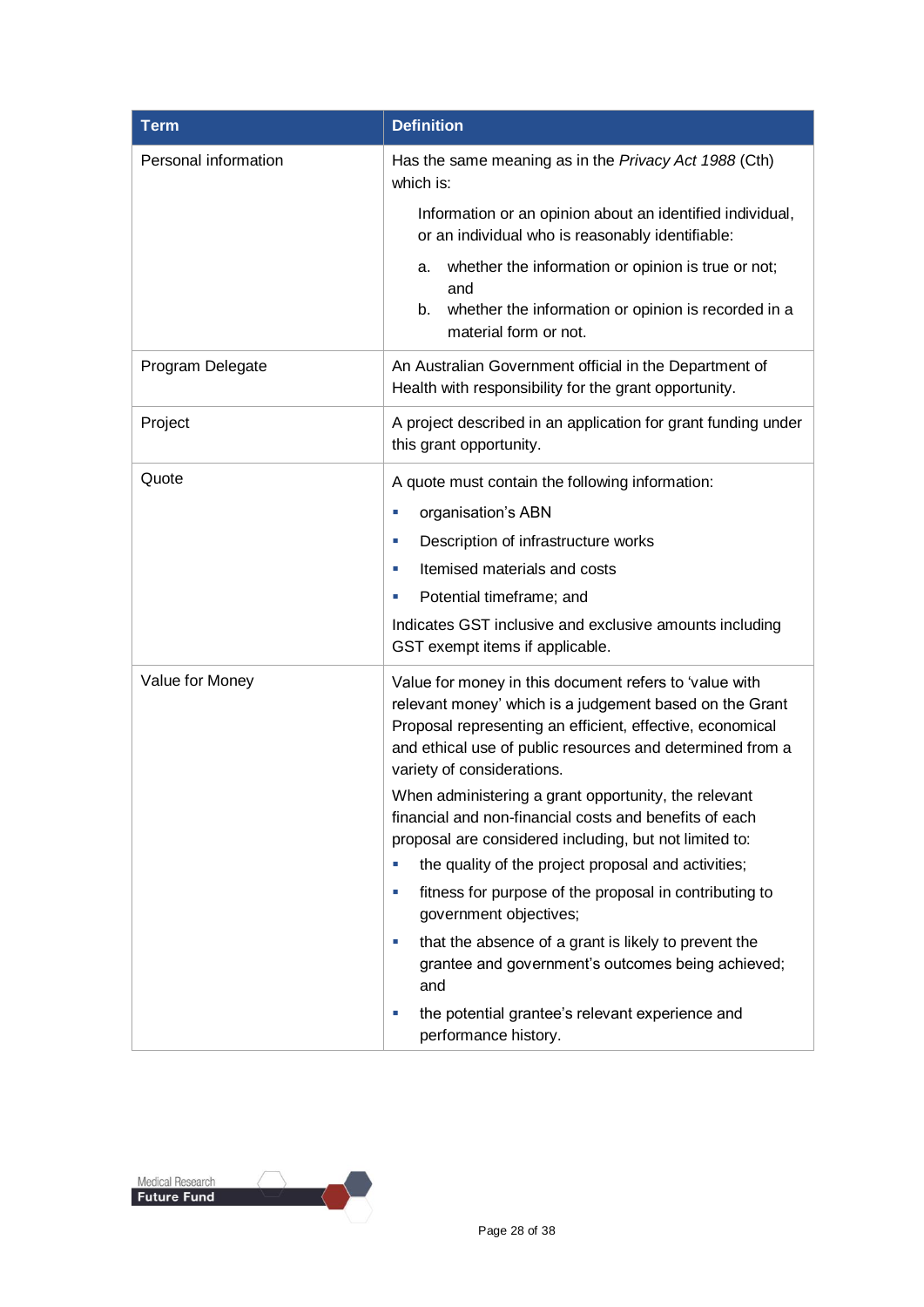| Term | Definition |
|---|---|
| Personal information | Has the same meaning as in the *Privacy Act 1988* (Cth) which is:<br><br>Information or an opinion about an identified individual, or an individual who is reasonably identifiable:<br><br>a. whether the information or opinion is true or not; and<br>b. whether the information or opinion is recorded in a material form or not. |
| Program Delegate | An Australian Government official in the Department of Health with responsibility for the grant opportunity. |
| Project | A project described in an application for grant funding under this grant opportunity. |
| Quote | A quote must contain the following information:<br><br>▪ organisation's ABN<br>▪ Description of infrastructure works<br>▪ Itemised materials and costs<br>▪ Potential timeframe; and<br><br>Indicates GST inclusive and exclusive amounts including GST exempt items if applicable. |
| Value for Money | Value for money in this document refers to 'value with relevant money' which is a judgement based on the Grant Proposal representing an efficient, effective, economical and ethical use of public resources and determined from a variety of considerations.<br><br>When administering a grant opportunity, the relevant financial and non-financial costs and benefits of each proposal are considered including, but not limited to:<br><br>▪ the quality of the project proposal and activities;<br>▪ fitness for purpose of the proposal in contributing to government objectives;<br>▪ that the absence of a grant is likely to prevent the grantee and government's outcomes being achieved; and<br>▪ the potential grantee's relevant experience and performance history. |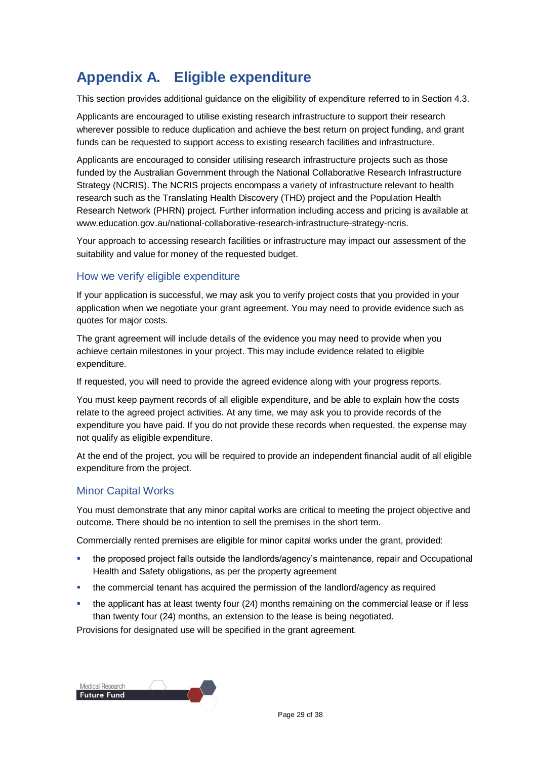# Appendix A. Eligible expenditure

This section provides additional guidance on the eligibility of expenditure referred to in Section 4.3.

Applicants are encouraged to utilise existing research infrastructure to support their research wherever possible to reduce duplication and achieve the best return on project funding, and grant funds can be requested to support access to existing research facilities and infrastructure.

Applicants are encouraged to consider utilising research infrastructure projects such as those funded by the Australian Government through the National Collaborative Research Infrastructure Strategy (NCRIS). The NCRIS projects encompass a variety of infrastructure relevant to health research such as the Translating Health Discovery (THD) project and the Population Health Research Network (PHRN) project. Further information including access and pricing is available at www.education.gov.au/national-collaborative-research-infrastructure-strategy-ncris.

Your approach to accessing research facilities or infrastructure may impact our assessment of the suitability and value for money of the requested budget.

## How we verify eligible expenditure

If your application is successful, we may ask you to verify project costs that you provided in your application when we negotiate your grant agreement. You may need to provide evidence such as quotes for major costs.

The grant agreement will include details of the evidence you may need to provide when you achieve certain milestones in your project. This may include evidence related to eligible expenditure.

If requested, you will need to provide the agreed evidence along with your progress reports.

You must keep payment records of all eligible expenditure, and be able to explain how the costs relate to the agreed project activities. At any time, we may ask you to provide records of the expenditure you have paid. If you do not provide these records when requested, the expense may not qualify as eligible expenditure.

At the end of the project, you will be required to provide an independent financial audit of all eligible expenditure from the project.

## Minor Capital Works

You must demonstrate that any minor capital works are critical to meeting the project objective and outcome. There should be no intention to sell the premises in the short term.

Commercially rented premises are eligible for minor capital works under the grant, provided:

- the proposed project falls outside the landlords/agency's maintenance, repair and Occupational Health and Safety obligations, as per the property agreement
- the commercial tenant has acquired the permission of the landlord/agency as required
- the applicant has at least twenty four (24) months remaining on the commercial lease or if less than twenty four (24) months, an extension to the lease is being negotiated.

Provisions for designated use will be specified in the grant agreement.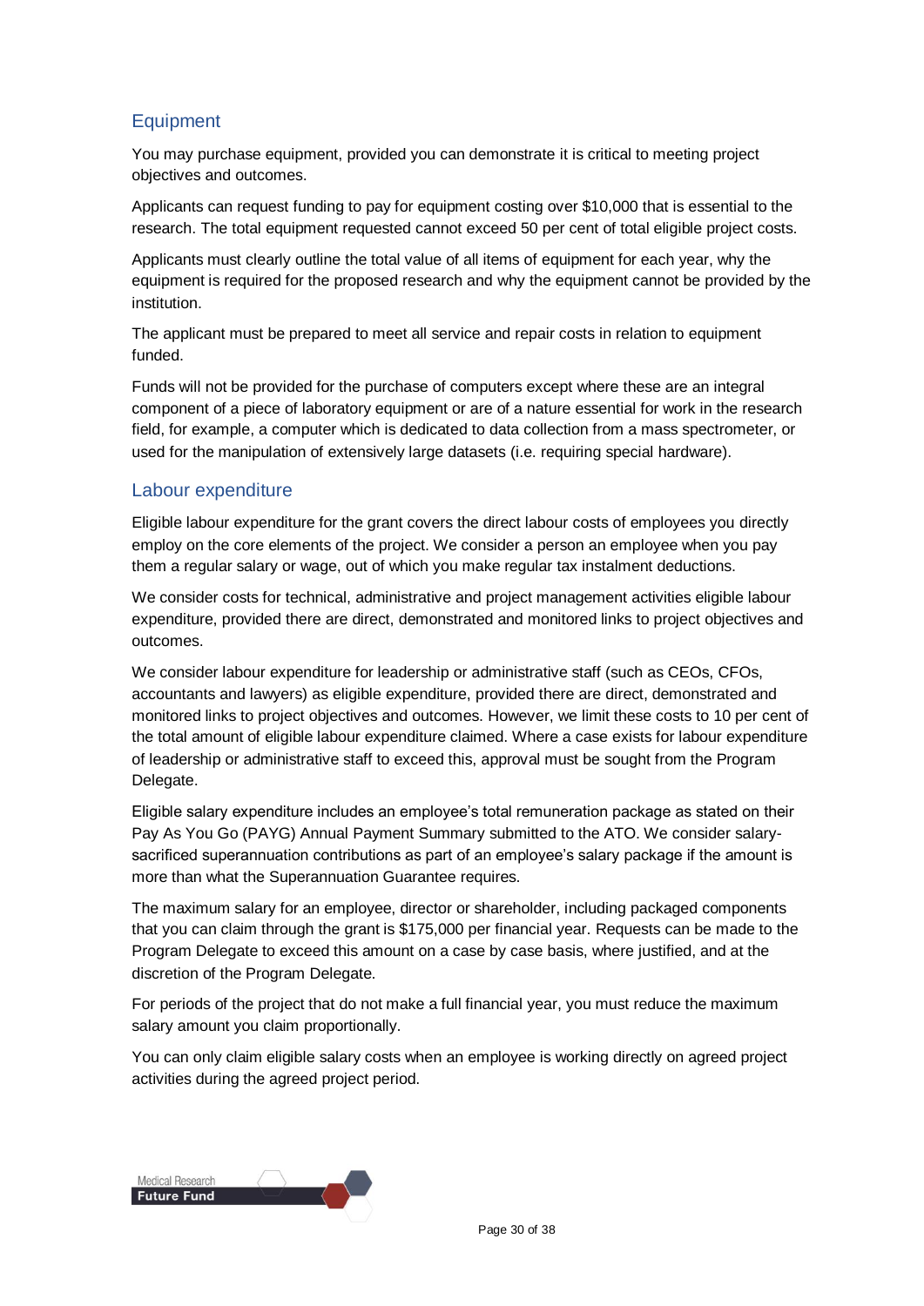## Equipment

You may purchase equipment, provided you can demonstrate it is critical to meeting project objectives and outcomes.

Applicants can request funding to pay for equipment costing over $10,000 that is essential to the research. The total equipment requested cannot exceed 50 per cent of total eligible project costs.

Applicants must clearly outline the total value of all items of equipment for each year, why the equipment is required for the proposed research and why the equipment cannot be provided by the institution.

The applicant must be prepared to meet all service and repair costs in relation to equipment funded.

Funds will not be provided for the purchase of computers except where these are an integral component of a piece of laboratory equipment or are of a nature essential for work in the research field, for example, a computer which is dedicated to data collection from a mass spectrometer, or used for the manipulation of extensively large datasets (i.e. requiring special hardware).

## Labour expenditure

Eligible labour expenditure for the grant covers the direct labour costs of employees you directly employ on the core elements of the project. We consider a person an employee when you pay them a regular salary or wage, out of which you make regular tax instalment deductions.

We consider costs for technical, administrative and project management activities eligible labour expenditure, provided there are direct, demonstrated and monitored links to project objectives and outcomes.

We consider labour expenditure for leadership or administrative staff (such as CEOs, CFOs, accountants and lawyers) as eligible expenditure, provided there are direct, demonstrated and monitored links to project objectives and outcomes. However, we limit these costs to 10 per cent of the total amount of eligible labour expenditure claimed. Where a case exists for labour expenditure of leadership or administrative staff to exceed this, approval must be sought from the Program Delegate.

Eligible salary expenditure includes an employee's total remuneration package as stated on their Pay As You Go (PAYG) Annual Payment Summary submitted to the ATO. We consider salary-sacrificed superannuation contributions as part of an employee's salary package if the amount is more than what the Superannuation Guarantee requires.

The maximum salary for an employee, director or shareholder, including packaged components that you can claim through the grant is $175,000 per financial year. Requests can be made to the Program Delegate to exceed this amount on a case by case basis, where justified, and at the discretion of the Program Delegate.

For periods of the project that do not make a full financial year, you must reduce the maximum salary amount you claim proportionally.

You can only claim eligible salary costs when an employee is working directly on agreed project activities during the agreed project period.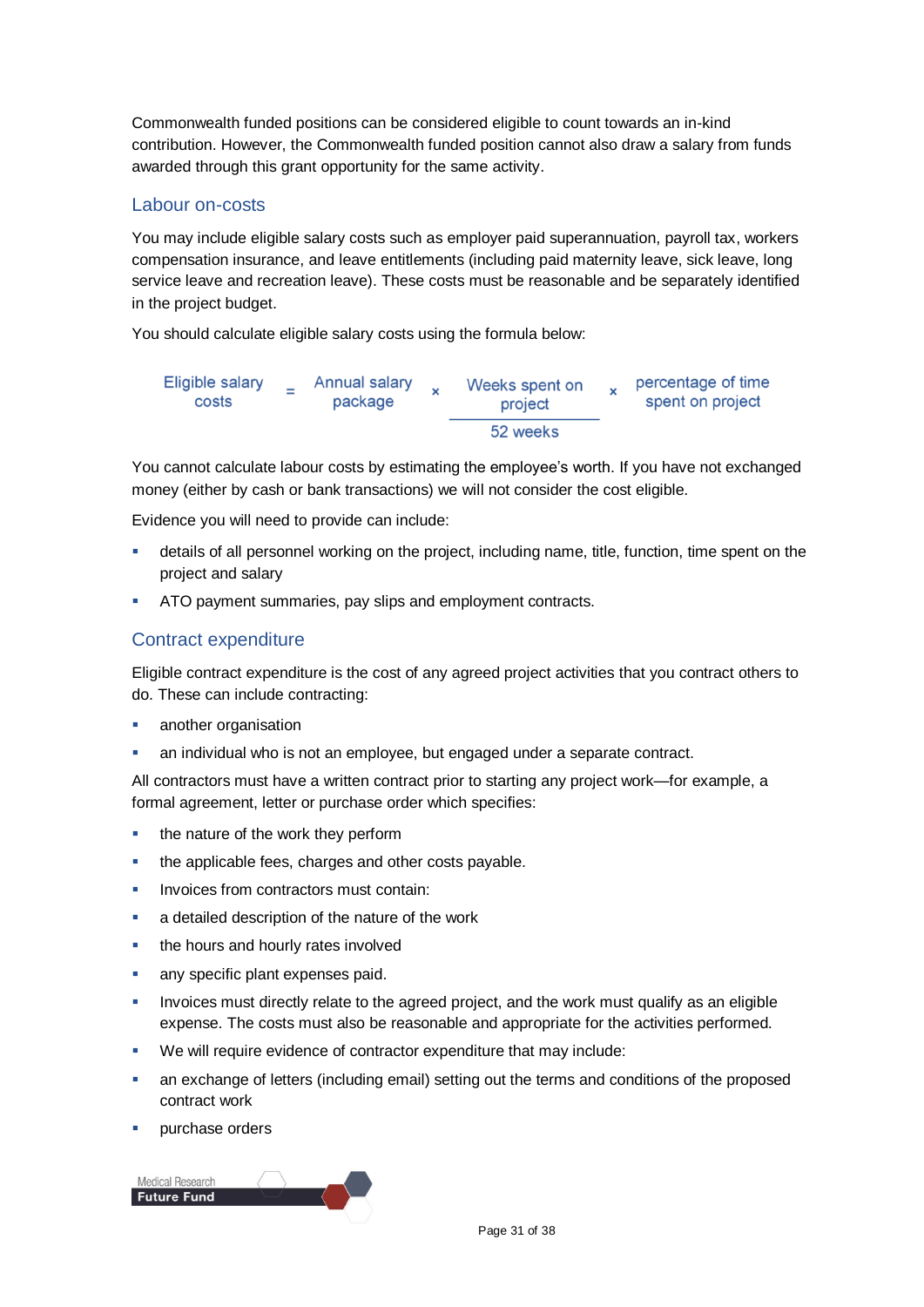Commonwealth funded positions can be considered eligible to count towards an in-kind contribution. However, the Commonwealth funded position cannot also draw a salary from funds awarded through this grant opportunity for the same activity.

## Labour on-costs

You may include eligible salary costs such as employer paid superannuation, payroll tax, workers compensation insurance, and leave entitlements (including paid maternity leave, sick leave, long service leave and recreation leave). These costs must be reasonable and be separately identified in the project budget.

You should calculate eligible salary costs using the formula below:

$$\text{Eligible salary costs} = \text{Annual salary package} \times \frac{\text{Weeks spent on project}}{\text{52 weeks}} \times \text{percentage of time spent on project}$$

You cannot calculate labour costs by estimating the employee's worth. If you have not exchanged money (either by cash or bank transactions) we will not consider the cost eligible.

Evidence you will need to provide can include:

- details of all personnel working on the project, including name, title, function, time spent on the project and salary
- ATO payment summaries, pay slips and employment contracts.

## Contract expenditure

Eligible contract expenditure is the cost of any agreed project activities that you contract others to do. These can include contracting:

- another organisation
- an individual who is not an employee, but engaged under a separate contract.

All contractors must have a written contract prior to starting any project work—for example, a formal agreement, letter or purchase order which specifies:

- the nature of the work they perform
- the applicable fees, charges and other costs payable.
- Invoices from contractors must contain:
- a detailed description of the nature of the work
- the hours and hourly rates involved
- any specific plant expenses paid.
- Invoices must directly relate to the agreed project, and the work must qualify as an eligible expense. The costs must also be reasonable and appropriate for the activities performed.
- We will require evidence of contractor expenditure that may include:
- an exchange of letters (including email) setting out the terms and conditions of the proposed contract work
- purchase orders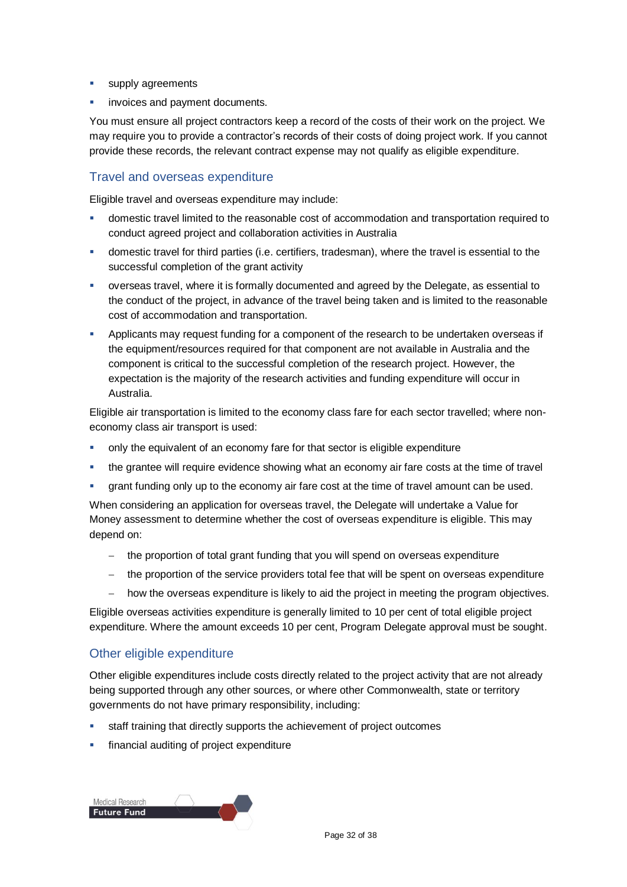- supply agreements
- invoices and payment documents.

You must ensure all project contractors keep a record of the costs of their work on the project. We may require you to provide a contractor's records of their costs of doing project work. If you cannot provide these records, the relevant contract expense may not qualify as eligible expenditure.

## Travel and overseas expenditure

Eligible travel and overseas expenditure may include:

- domestic travel limited to the reasonable cost of accommodation and transportation required to conduct agreed project and collaboration activities in Australia
- domestic travel for third parties (i.e. certifiers, tradesman), where the travel is essential to the successful completion of the grant activity
- overseas travel, where it is formally documented and agreed by the Delegate, as essential to the conduct of the project, in advance of the travel being taken and is limited to the reasonable cost of accommodation and transportation.
- Applicants may request funding for a component of the research to be undertaken overseas if the equipment/resources required for that component are not available in Australia and the component is critical to the successful completion of the research project. However, the expectation is the majority of the research activities and funding expenditure will occur in Australia.

Eligible air transportation is limited to the economy class fare for each sector travelled; where non-economy class air transport is used:

- only the equivalent of an economy fare for that sector is eligible expenditure
- the grantee will require evidence showing what an economy air fare costs at the time of travel
- grant funding only up to the economy air fare cost at the time of travel amount can be used.

When considering an application for overseas travel, the Delegate will undertake a Value for Money assessment to determine whether the cost of overseas expenditure is eligible. This may depend on:

  - the proportion of total grant funding that you will spend on overseas expenditure
  - the proportion of the service providers total fee that will be spent on overseas expenditure
  - how the overseas expenditure is likely to aid the project in meeting the program objectives.

Eligible overseas activities expenditure is generally limited to 10 per cent of total eligible project expenditure. Where the amount exceeds 10 per cent, Program Delegate approval must be sought.

## Other eligible expenditure

Other eligible expenditures include costs directly related to the project activity that are not already being supported through any other sources, or where other Commonwealth, state or territory governments do not have primary responsibility, including:

- staff training that directly supports the achievement of project outcomes
- financial auditing of project expenditure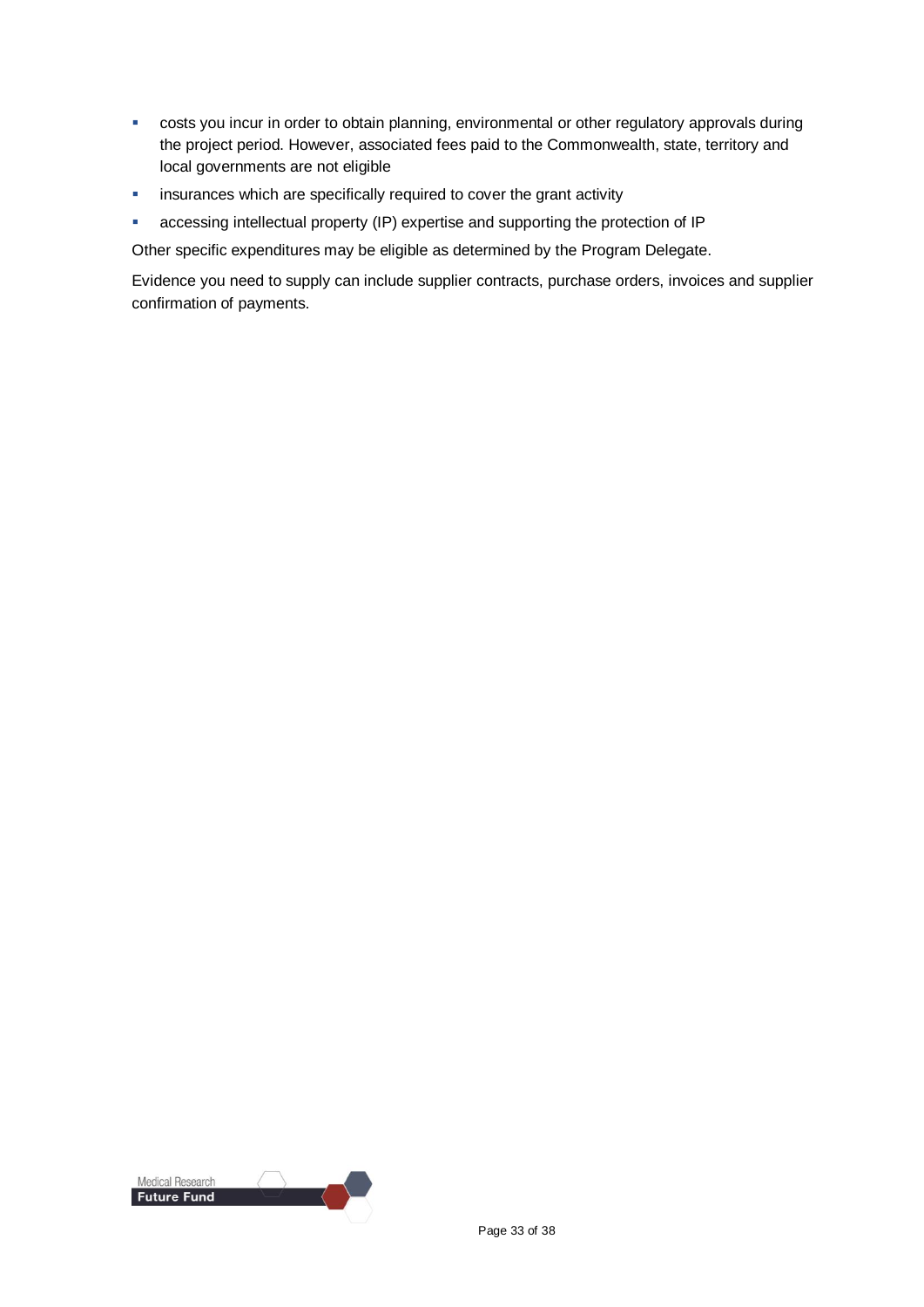- costs you incur in order to obtain planning, environmental or other regulatory approvals during the project period. However, associated fees paid to the Commonwealth, state, territory and local governments are not eligible
- insurances which are specifically required to cover the grant activity
- accessing intellectual property (IP) expertise and supporting the protection of IP

Other specific expenditures may be eligible as determined by the Program Delegate.

Evidence you need to supply can include supplier contracts, purchase orders, invoices and supplier confirmation of payments.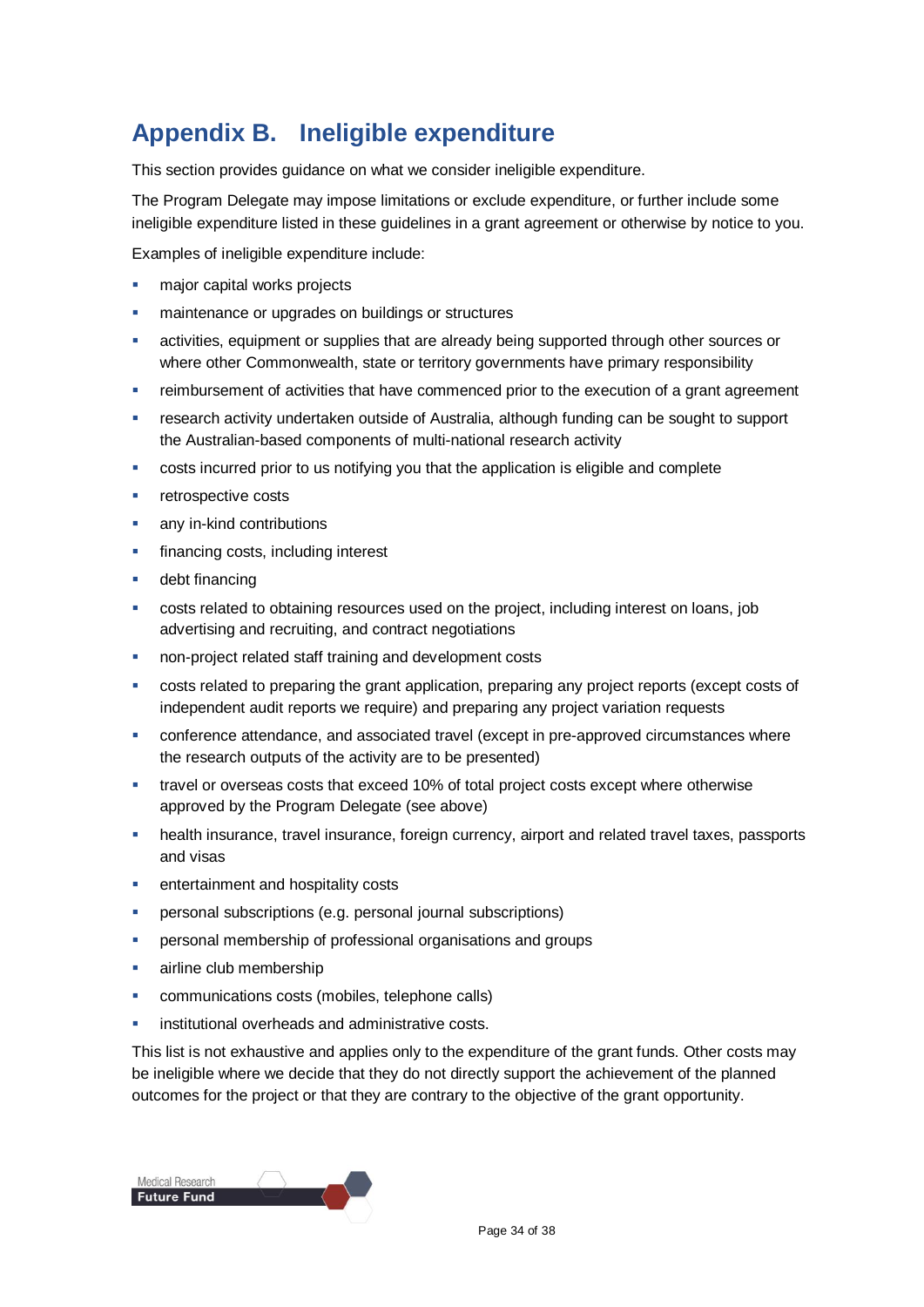# Appendix B. Ineligible expenditure

This section provides guidance on what we consider ineligible expenditure.

The Program Delegate may impose limitations or exclude expenditure, or further include some ineligible expenditure listed in these guidelines in a grant agreement or otherwise by notice to you.

Examples of ineligible expenditure include:

- major capital works projects
- maintenance or upgrades on buildings or structures
- activities, equipment or supplies that are already being supported through other sources or where other Commonwealth, state or territory governments have primary responsibility
- reimbursement of activities that have commenced prior to the execution of a grant agreement
- research activity undertaken outside of Australia, although funding can be sought to support the Australian-based components of multi-national research activity
- costs incurred prior to us notifying you that the application is eligible and complete
- retrospective costs
- any in-kind contributions
- financing costs, including interest
- debt financing
- costs related to obtaining resources used on the project, including interest on loans, job advertising and recruiting, and contract negotiations
- non-project related staff training and development costs
- costs related to preparing the grant application, preparing any project reports (except costs of independent audit reports we require) and preparing any project variation requests
- conference attendance, and associated travel (except in pre-approved circumstances where the research outputs of the activity are to be presented)
- travel or overseas costs that exceed 10% of total project costs except where otherwise approved by the Program Delegate (see above)
- health insurance, travel insurance, foreign currency, airport and related travel taxes, passports and visas
- entertainment and hospitality costs
- personal subscriptions (e.g. personal journal subscriptions)
- personal membership of professional organisations and groups
- airline club membership
- communications costs (mobiles, telephone calls)
- institutional overheads and administrative costs.

This list is not exhaustive and applies only to the expenditure of the grant funds. Other costs may be ineligible where we decide that they do not directly support the achievement of the planned outcomes for the project or that they are contrary to the objective of the grant opportunity.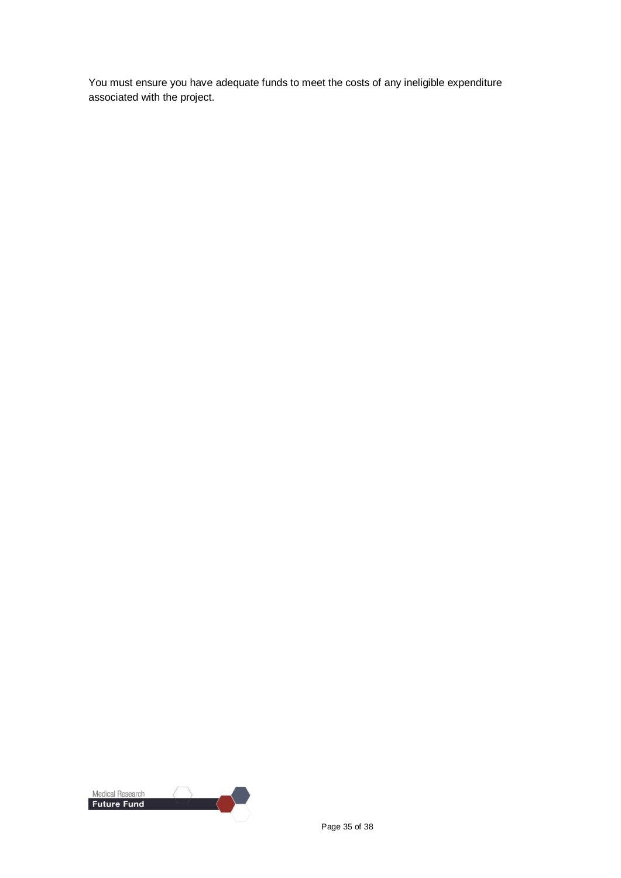You must ensure you have adequate funds to meet the costs of any ineligible expenditure associated with the project.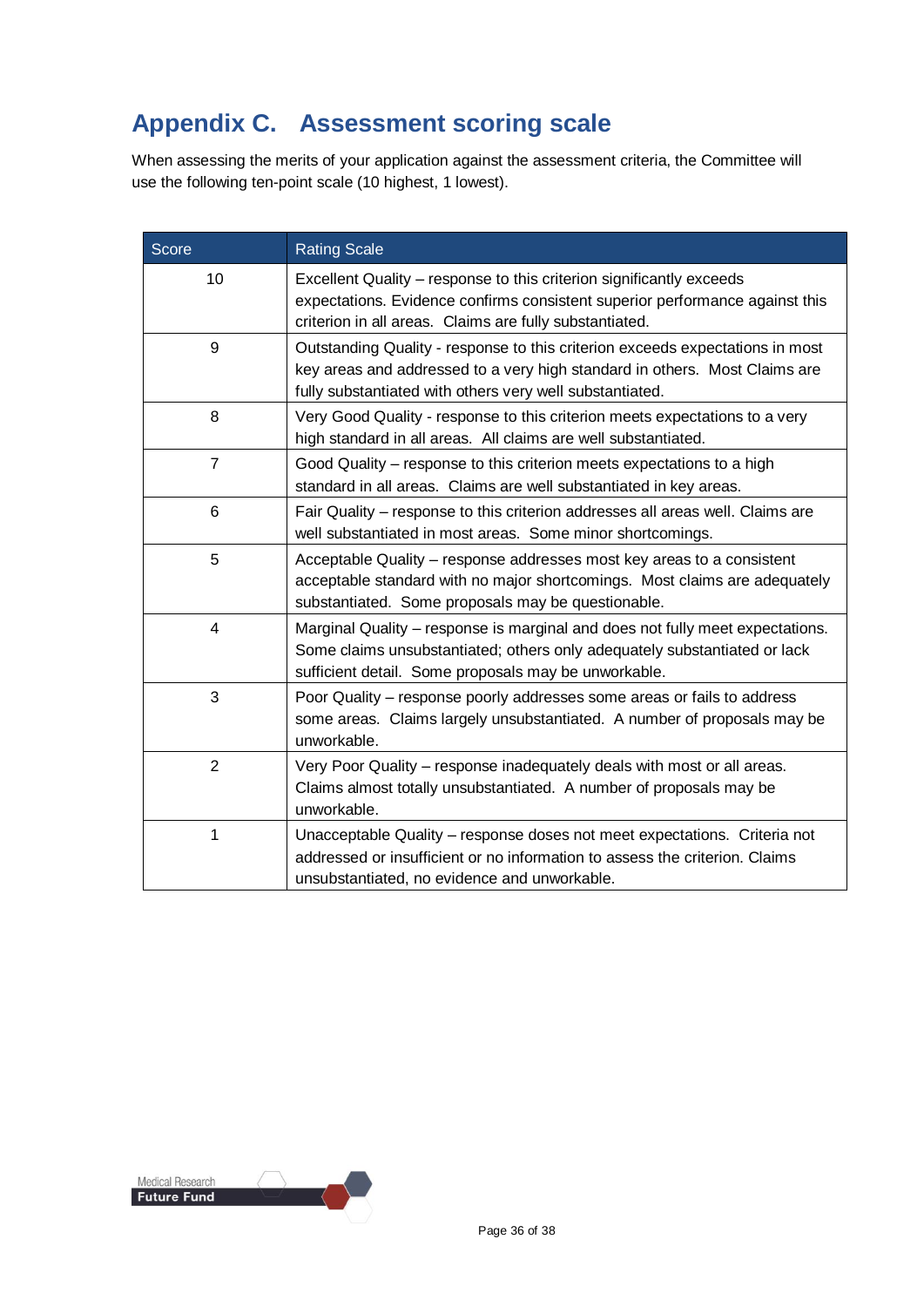# Appendix C. Assessment scoring scale

When assessing the merits of your application against the assessment criteria, the Committee will use the following ten-point scale (10 highest, 1 lowest).

| Score | Rating Scale |
| --- | --- |
| 10 | Excellent Quality – response to this criterion significantly exceeds expectations. Evidence confirms consistent superior performance against this criterion in all areas. Claims are fully substantiated. |
| 9 | Outstanding Quality - response to this criterion exceeds expectations in most key areas and addressed to a very high standard in others. Most Claims are fully substantiated with others very well substantiated. |
| 8 | Very Good Quality - response to this criterion meets expectations to a very high standard in all areas. All claims are well substantiated. |
| 7 | Good Quality – response to this criterion meets expectations to a high standard in all areas. Claims are well substantiated in key areas. |
| 6 | Fair Quality – response to this criterion addresses all areas well. Claims are well substantiated in most areas. Some minor shortcomings. |
| 5 | Acceptable Quality – response addresses most key areas to a consistent acceptable standard with no major shortcomings. Most claims are adequately substantiated. Some proposals may be questionable. |
| 4 | Marginal Quality – response is marginal and does not fully meet expectations. Some claims unsubstantiated; others only adequately substantiated or lack sufficient detail. Some proposals may be unworkable. |
| 3 | Poor Quality – response poorly addresses some areas or fails to address some areas. Claims largely unsubstantiated. A number of proposals may be unworkable. |
| 2 | Very Poor Quality – response inadequately deals with most or all areas. Claims almost totally unsubstantiated. A number of proposals may be unworkable. |
| 1 | Unacceptable Quality – response doses not meet expectations. Criteria not addressed or insufficient or no information to assess the criterion. Claims unsubstantiated, no evidence and unworkable. |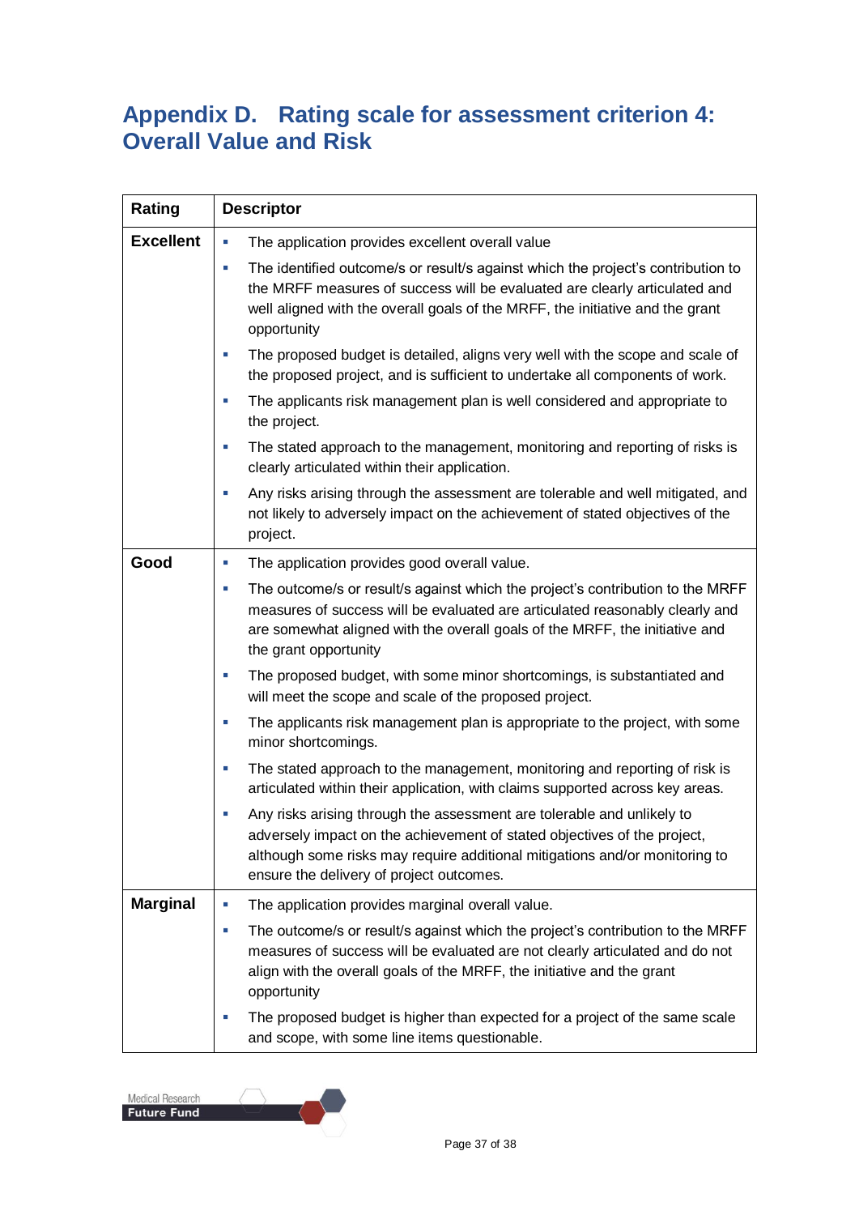# Appendix D. Rating scale for assessment criterion 4: Overall Value and Risk

| Rating | Descriptor |
|---|---|
| **Excellent** | ▪ The application provides excellent overall value<br>▪ The identified outcome/s or result/s against which the project's contribution to the MRFF measures of success will be evaluated are clearly articulated and well aligned with the overall goals of the MRFF, the initiative and the grant opportunity<br>▪ The proposed budget is detailed, aligns very well with the scope and scale of the proposed project, and is sufficient to undertake all components of work.<br>▪ The applicants risk management plan is well considered and appropriate to the project.<br>▪ The stated approach to the management, monitoring and reporting of risks is clearly articulated within their application.<br>▪ Any risks arising through the assessment are tolerable and well mitigated, and not likely to adversely impact on the achievement of stated objectives of the project. |
| **Good** | ▪ The application provides good overall value.<br>▪ The outcome/s or result/s against which the project's contribution to the MRFF measures of success will be evaluated are articulated reasonably clearly and are somewhat aligned with the overall goals of the MRFF, the initiative and the grant opportunity<br>▪ The proposed budget, with some minor shortcomings, is substantiated and will meet the scope and scale of the proposed project.<br>▪ The applicants risk management plan is appropriate to the project, with some minor shortcomings.<br>▪ The stated approach to the management, monitoring and reporting of risk is articulated within their application, with claims supported across key areas.<br>▪ Any risks arising through the assessment are tolerable and unlikely to adversely impact on the achievement of stated objectives of the project, although some risks may require additional mitigations and/or monitoring to ensure the delivery of project outcomes. |
| **Marginal** | ▪ The application provides marginal overall value.<br>▪ The outcome/s or result/s against which the project's contribution to the MRFF measures of success will be evaluated are not clearly articulated and do not align with the overall goals of the MRFF, the initiative and the grant opportunity<br>▪ The proposed budget is higher than expected for a project of the same scale and scope, with some line items questionable. |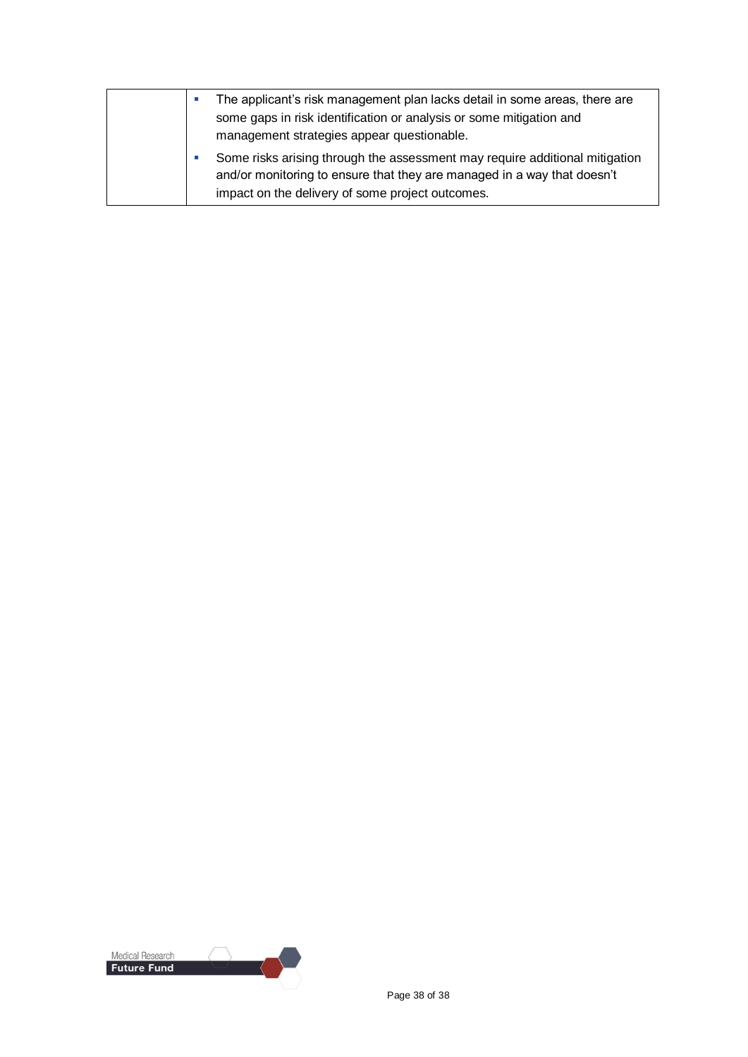| | |
|---|---|
| | - The applicant's risk management plan lacks detail in some areas, there are some gaps in risk identification or analysis or some mitigation and management strategies appear questionable.<br>- Some risks arising through the assessment may require additional mitigation and/or monitoring to ensure that they are managed in a way that doesn't impact on the delivery of some project outcomes. |